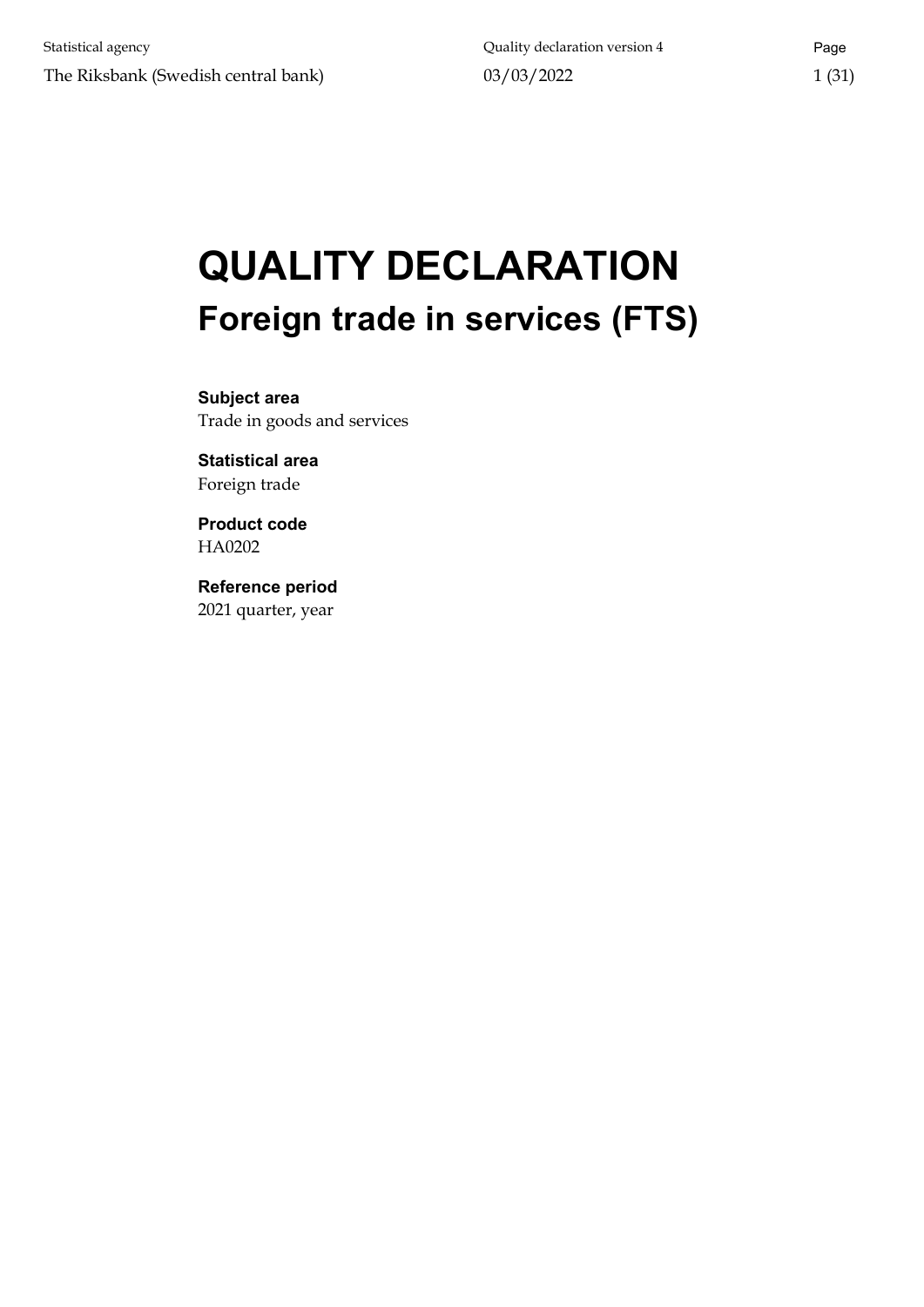# QUALITY DECLARATION

## Foreign trade in services (FTS)

**Subject area**
Trade in goods and services

**Statistical area**
Foreign trade

**Product code**
HA0202

**Reference period**
2021 quarter, year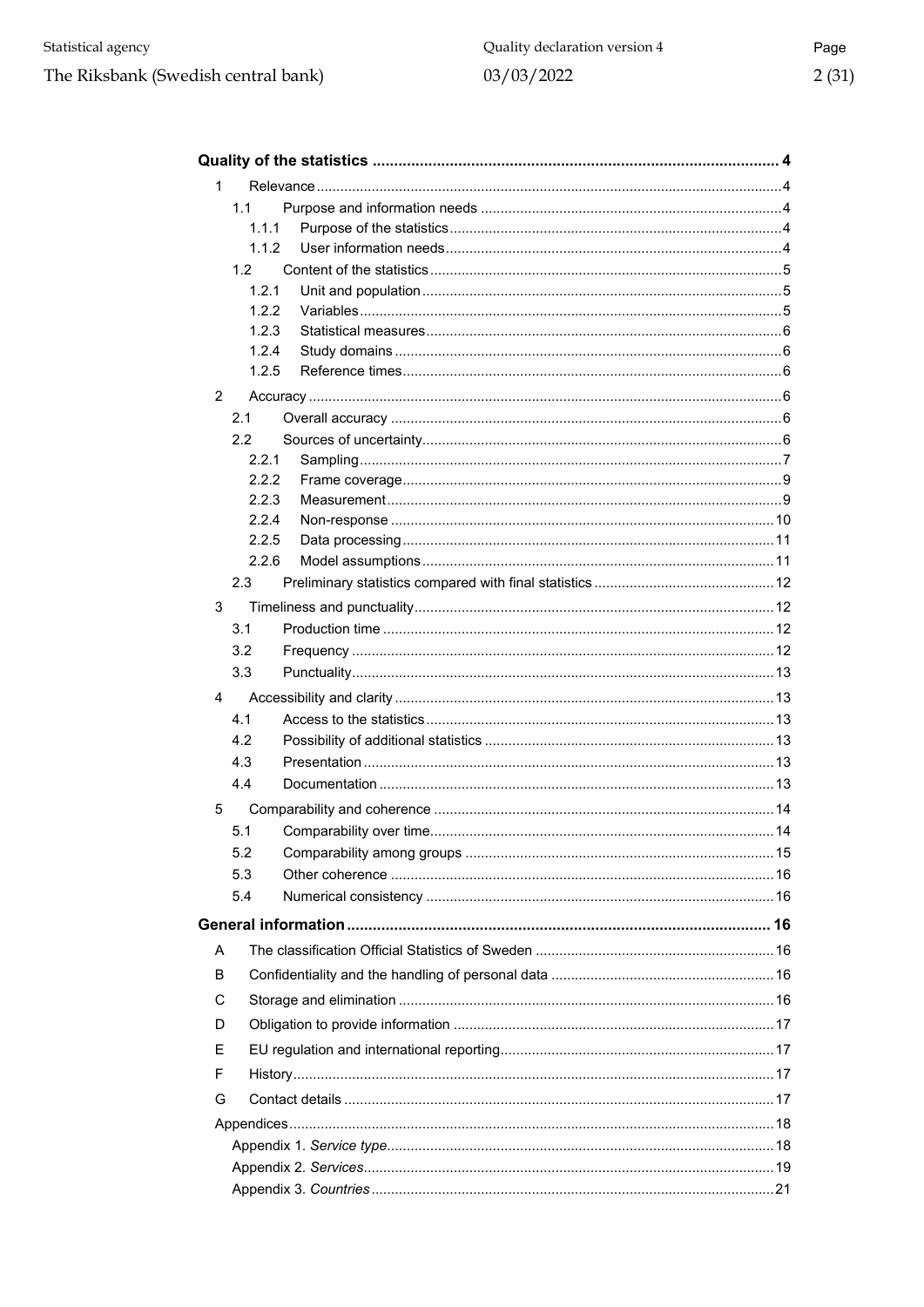**Quality of the statistics** .......... 4

- 1 Relevance .......... 4
  - 1.1 Purpose and information needs .......... 4
    - 1.1.1 Purpose of the statistics .......... 4
    - 1.1.2 User information needs .......... 4
  - 1.2 Content of the statistics .......... 5
    - 1.2.1 Unit and population .......... 5
    - 1.2.2 Variables .......... 5
    - 1.2.3 Statistical measures .......... 6
    - 1.2.4 Study domains .......... 6
    - 1.2.5 Reference times .......... 6
- 2 Accuracy .......... 6
  - 2.1 Overall accuracy .......... 6
  - 2.2 Sources of uncertainty .......... 6
    - 2.2.1 Sampling .......... 7
    - 2.2.2 Frame coverage .......... 9
    - 2.2.3 Measurement .......... 9
    - 2.2.4 Non-response .......... 10
    - 2.2.5 Data processing .......... 11
    - 2.2.6 Model assumptions .......... 11
  - 2.3 Preliminary statistics compared with final statistics .......... 12
- 3 Timeliness and punctuality .......... 12
  - 3.1 Production time .......... 12
  - 3.2 Frequency .......... 12
  - 3.3 Punctuality .......... 13
- 4 Accessibility and clarity .......... 13
  - 4.1 Access to the statistics .......... 13
  - 4.2 Possibility of additional statistics .......... 13
  - 4.3 Presentation .......... 13
  - 4.4 Documentation .......... 13
- 5 Comparability and coherence .......... 14
  - 5.1 Comparability over time .......... 14
  - 5.2 Comparability among groups .......... 15
  - 5.3 Other coherence .......... 16
  - 5.4 Numerical consistency .......... 16

**General information** .......... 16

- A The classification Official Statistics of Sweden .......... 16
- B Confidentiality and the handling of personal data .......... 16
- C Storage and elimination .......... 16
- D Obligation to provide information .......... 17
- E EU regulation and international reporting .......... 17
- F History .......... 17
- G Contact details .......... 17

Appendices .......... 18

- Appendix 1. *Service type* .......... 18
- Appendix 2. *Services* .......... 19
- Appendix 3. *Countries* .......... 21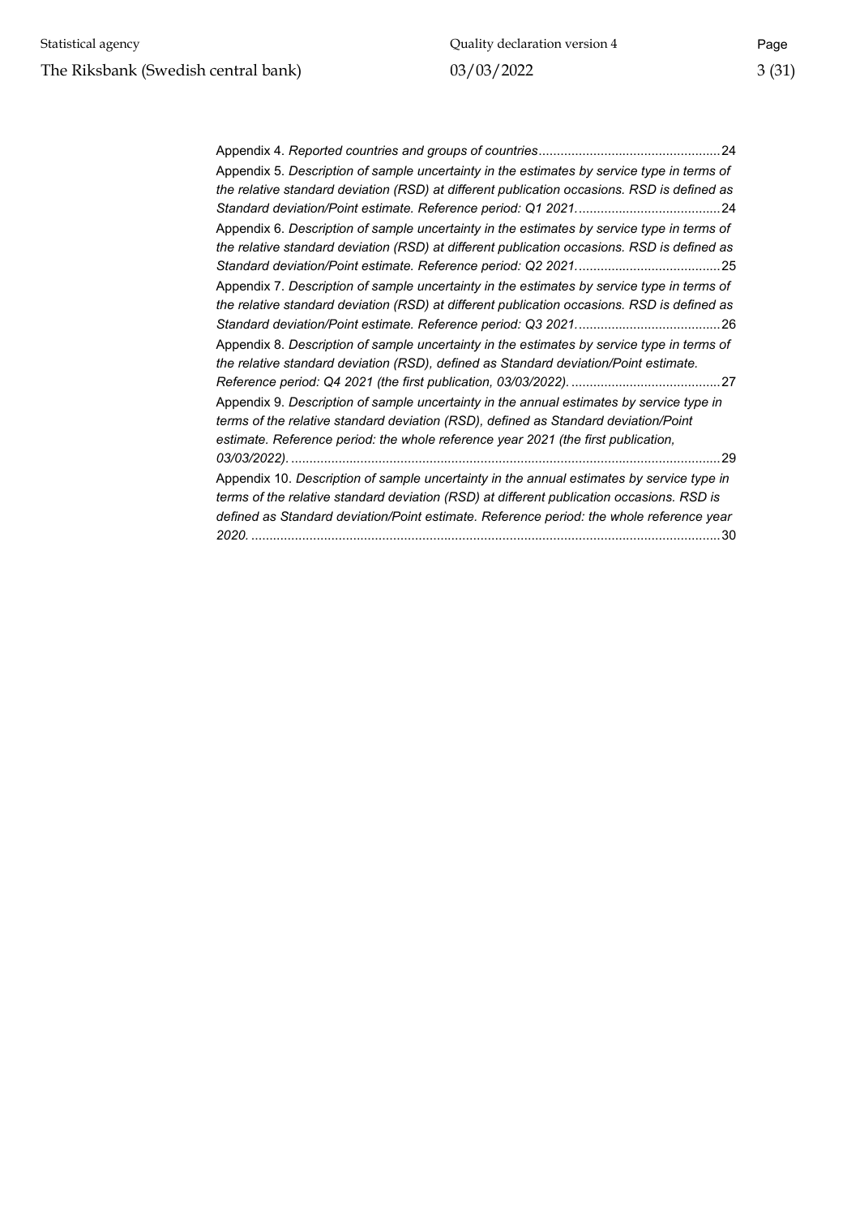Appendix 4. *Reported countries and groups of countries*.................................................24

Appendix 5. *Description of sample uncertainty in the estimates by service type in terms of the relative standard deviation (RSD) at different publication occasions. RSD is defined as Standard deviation/Point estimate. Reference period: Q1 2021.*......................................24

Appendix 6. *Description of sample uncertainty in the estimates by service type in terms of the relative standard deviation (RSD) at different publication occasions. RSD is defined as Standard deviation/Point estimate. Reference period: Q2 2021.*......................................25

Appendix 7. *Description of sample uncertainty in the estimates by service type in terms of the relative standard deviation (RSD) at different publication occasions. RSD is defined as Standard deviation/Point estimate. Reference period: Q3 2021.*......................................26

Appendix 8. *Description of sample uncertainty in the estimates by service type in terms of the relative standard deviation (RSD), defined as Standard deviation/Point estimate. Reference period: Q4 2021 (the first publication, 03/03/2022).*........................................27

Appendix 9. *Description of sample uncertainty in the annual estimates by service type in terms of the relative standard deviation (RSD), defined as Standard deviation/Point estimate. Reference period: the whole reference year 2021 (the first publication, 03/03/2022).*....................................................................................................................29

Appendix 10. *Description of sample uncertainty in the annual estimates by service type in terms of the relative standard deviation (RSD) at different publication occasions. RSD is defined as Standard deviation/Point estimate. Reference period: the whole reference year 2020.*..............................................................................................................................30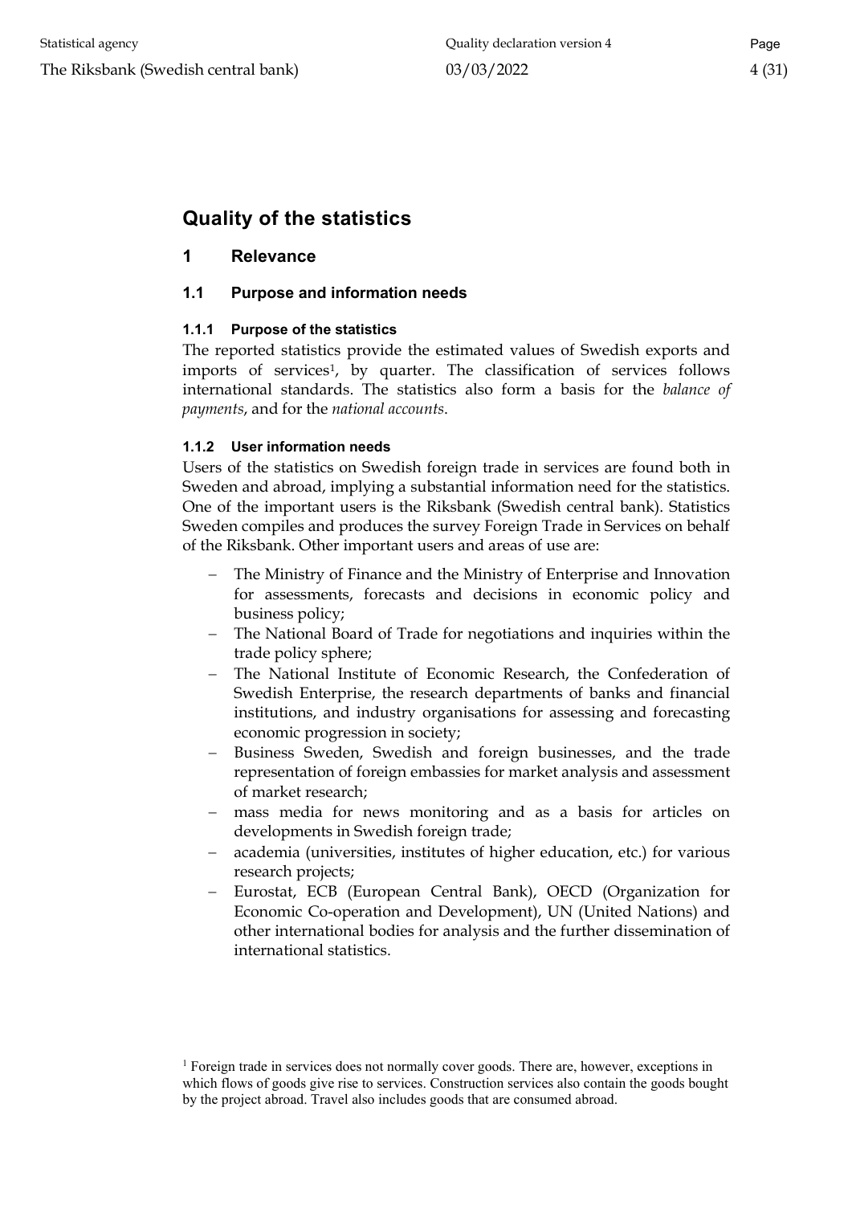# Quality of the statistics

## 1 Relevance

### 1.1 Purpose and information needs

#### 1.1.1 Purpose of the statistics

The reported statistics provide the estimated values of Swedish exports and imports of services[1], by quarter. The classification of services follows international standards. The statistics also form a basis for the *balance of payments*, and for the *national accounts*.

#### 1.1.2 User information needs

Users of the statistics on Swedish foreign trade in services are found both in Sweden and abroad, implying a substantial information need for the statistics. One of the important users is the Riksbank (Swedish central bank). Statistics Sweden compiles and produces the survey Foreign Trade in Services on behalf of the Riksbank. Other important users and areas of use are:

- The Ministry of Finance and the Ministry of Enterprise and Innovation for assessments, forecasts and decisions in economic policy and business policy;
- The National Board of Trade for negotiations and inquiries within the trade policy sphere;
- The National Institute of Economic Research, the Confederation of Swedish Enterprise, the research departments of banks and financial institutions, and industry organisations for assessing and forecasting economic progression in society;
- Business Sweden, Swedish and foreign businesses, and the trade representation of foreign embassies for market analysis and assessment of market research;
- mass media for news monitoring and as a basis for articles on developments in Swedish foreign trade;
- academia (universities, institutes of higher education, etc.) for various research projects;
- Eurostat, ECB (European Central Bank), OECD (Organization for Economic Co-operation and Development), UN (United Nations) and other international bodies for analysis and the further dissemination of international statistics.

[1] Foreign trade in services does not normally cover goods. There are, however, exceptions in which flows of goods give rise to services. Construction services also contain the goods bought by the project abroad. Travel also includes goods that are consumed abroad.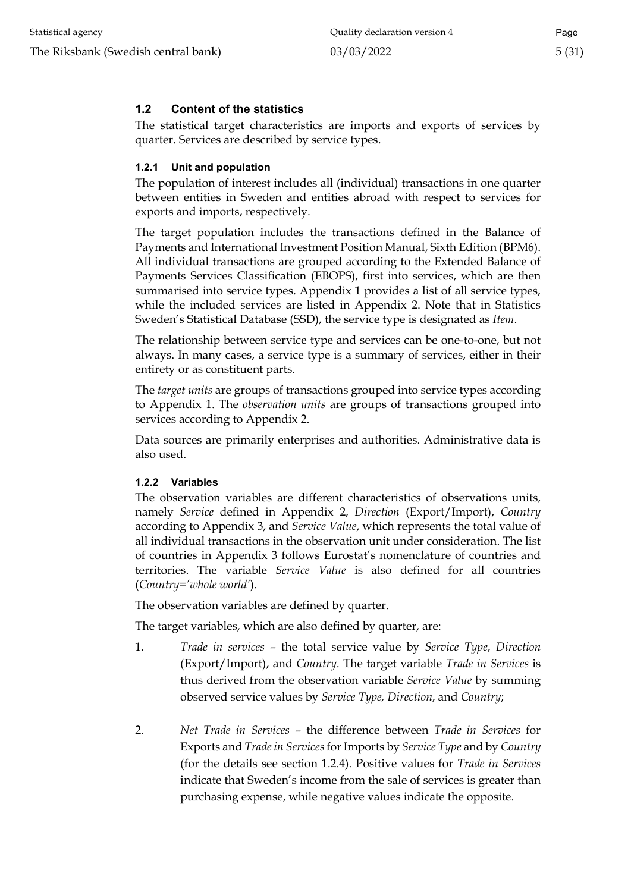## 1.2 Content of the statistics

The statistical target characteristics are imports and exports of services by quarter. Services are described by service types.

### 1.2.1 Unit and population

The population of interest includes all (individual) transactions in one quarter between entities in Sweden and entities abroad with respect to services for exports and imports, respectively.

The target population includes the transactions defined in the Balance of Payments and International Investment Position Manual, Sixth Edition (BPM6). All individual transactions are grouped according to the Extended Balance of Payments Services Classification (EBOPS), first into services, which are then summarised into service types. Appendix 1 provides a list of all service types, while the included services are listed in Appendix 2. Note that in Statistics Sweden's Statistical Database (SSD), the service type is designated as *Item*.

The relationship between service type and services can be one-to-one, but not always. In many cases, a service type is a summary of services, either in their entirety or as constituent parts.

The *target units* are groups of transactions grouped into service types according to Appendix 1. The *observation units* are groups of transactions grouped into services according to Appendix 2.

Data sources are primarily enterprises and authorities. Administrative data is also used.

### 1.2.2 Variables

The observation variables are different characteristics of observations units, namely *Service* defined in Appendix 2, *Direction* (Export/Import), *Country* according to Appendix 3, and *Service Value*, which represents the total value of all individual transactions in the observation unit under consideration. The list of countries in Appendix 3 follows Eurostat's nomenclature of countries and territories. The variable *Service Value* is also defined for all countries (*Country='whole world'*).

The observation variables are defined by quarter.

The target variables, which are also defined by quarter, are:

1. *Trade in services* – the total service value by *Service Type*, *Direction* (Export/Import), and *Country*. The target variable *Trade in Services* is thus derived from the observation variable *Service Value* by summing observed service values by *Service Type, Direction*, and *Country*;

2. *Net Trade in Services* – the difference between *Trade in Services* for Exports and *Trade in Services* for Imports by *Service Type* and by *Country* (for the details see section 1.2.4). Positive values for *Trade in Services* indicate that Sweden's income from the sale of services is greater than purchasing expense, while negative values indicate the opposite.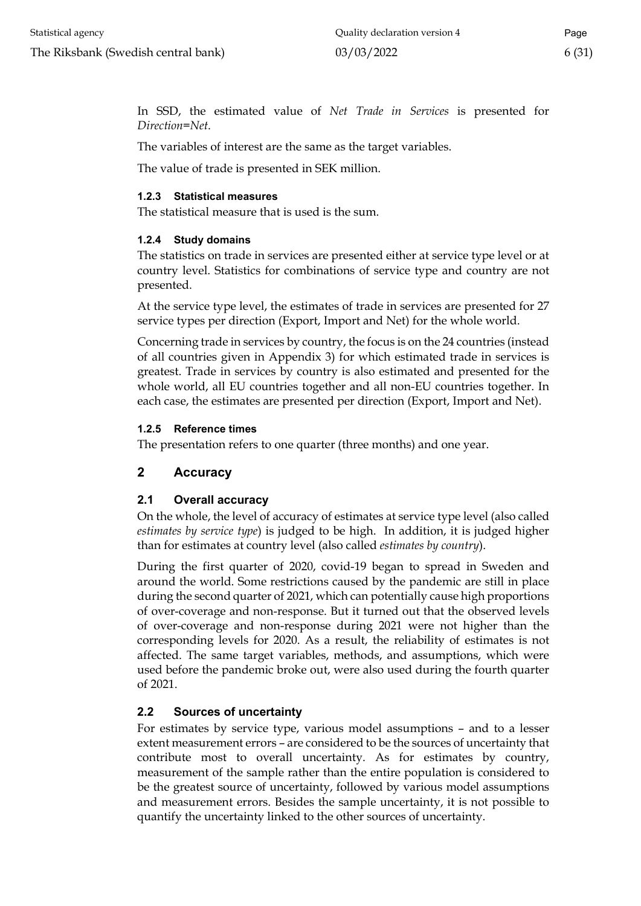In SSD, the estimated value of *Net Trade in Services* is presented for *Direction=Net*.

The variables of interest are the same as the target variables.

The value of trade is presented in SEK million.

#### 1.2.3 Statistical measures

The statistical measure that is used is the sum.

#### 1.2.4 Study domains

The statistics on trade in services are presented either at service type level or at country level. Statistics for combinations of service type and country are not presented.

At the service type level, the estimates of trade in services are presented for 27 service types per direction (Export, Import and Net) for the whole world.

Concerning trade in services by country, the focus is on the 24 countries (instead of all countries given in Appendix 3) for which estimated trade in services is greatest. Trade in services by country is also estimated and presented for the whole world, all EU countries together and all non-EU countries together. In each case, the estimates are presented per direction (Export, Import and Net).

#### 1.2.5 Reference times

The presentation refers to one quarter (three months) and one year.

## 2 Accuracy

### 2.1 Overall accuracy

On the whole, the level of accuracy of estimates at service type level (also called *estimates by service type*) is judged to be high. In addition, it is judged higher than for estimates at country level (also called *estimates by country*).

During the first quarter of 2020, covid-19 began to spread in Sweden and around the world. Some restrictions caused by the pandemic are still in place during the second quarter of 2021, which can potentially cause high proportions of over-coverage and non-response. But it turned out that the observed levels of over-coverage and non-response during 2021 were not higher than the corresponding levels for 2020. As a result, the reliability of estimates is not affected. The same target variables, methods, and assumptions, which were used before the pandemic broke out, were also used during the fourth quarter of 2021.

### 2.2 Sources of uncertainty

For estimates by service type, various model assumptions – and to a lesser extent measurement errors – are considered to be the sources of uncertainty that contribute most to overall uncertainty. As for estimates by country, measurement of the sample rather than the entire population is considered to be the greatest source of uncertainty, followed by various model assumptions and measurement errors. Besides the sample uncertainty, it is not possible to quantify the uncertainty linked to the other sources of uncertainty.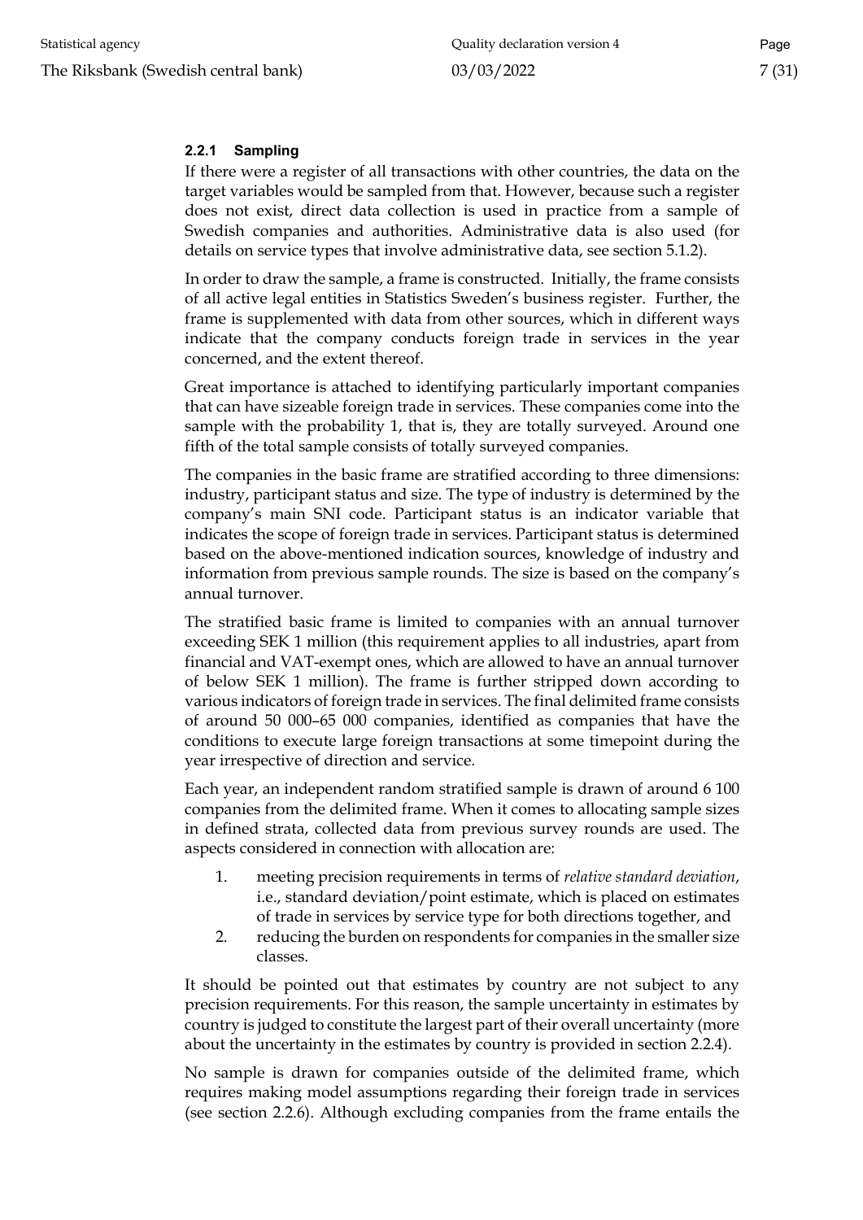#### 2.2.1 Sampling

If there were a register of all transactions with other countries, the data on the target variables would be sampled from that. However, because such a register does not exist, direct data collection is used in practice from a sample of Swedish companies and authorities. Administrative data is also used (for details on service types that involve administrative data, see section 5.1.2).

In order to draw the sample, a frame is constructed. Initially, the frame consists of all active legal entities in Statistics Sweden's business register. Further, the frame is supplemented with data from other sources, which in different ways indicate that the company conducts foreign trade in services in the year concerned, and the extent thereof.

Great importance is attached to identifying particularly important companies that can have sizeable foreign trade in services. These companies come into the sample with the probability 1, that is, they are totally surveyed. Around one fifth of the total sample consists of totally surveyed companies.

The companies in the basic frame are stratified according to three dimensions: industry, participant status and size. The type of industry is determined by the company's main SNI code. Participant status is an indicator variable that indicates the scope of foreign trade in services. Participant status is determined based on the above-mentioned indication sources, knowledge of industry and information from previous sample rounds. The size is based on the company's annual turnover.

The stratified basic frame is limited to companies with an annual turnover exceeding SEK 1 million (this requirement applies to all industries, apart from financial and VAT-exempt ones, which are allowed to have an annual turnover of below SEK 1 million). The frame is further stripped down according to various indicators of foreign trade in services. The final delimited frame consists of around 50 000–65 000 companies, identified as companies that have the conditions to execute large foreign transactions at some timepoint during the year irrespective of direction and service.

Each year, an independent random stratified sample is drawn of around 6 100 companies from the delimited frame. When it comes to allocating sample sizes in defined strata, collected data from previous survey rounds are used. The aspects considered in connection with allocation are:

1. meeting precision requirements in terms of *relative standard deviation*, i.e., standard deviation/point estimate, which is placed on estimates of trade in services by service type for both directions together, and
2. reducing the burden on respondents for companies in the smaller size classes.

It should be pointed out that estimates by country are not subject to any precision requirements. For this reason, the sample uncertainty in estimates by country is judged to constitute the largest part of their overall uncertainty (more about the uncertainty in the estimates by country is provided in section 2.2.4).

No sample is drawn for companies outside of the delimited frame, which requires making model assumptions regarding their foreign trade in services (see section 2.2.6). Although excluding companies from the frame entails the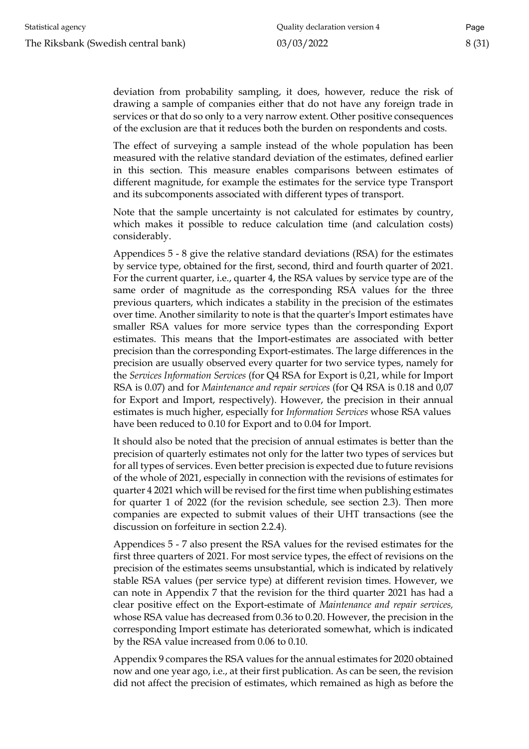deviation from probability sampling, it does, however, reduce the risk of drawing a sample of companies either that do not have any foreign trade in services or that do so only to a very narrow extent. Other positive consequences of the exclusion are that it reduces both the burden on respondents and costs.

The effect of surveying a sample instead of the whole population has been measured with the relative standard deviation of the estimates, defined earlier in this section. This measure enables comparisons between estimates of different magnitude, for example the estimates for the service type Transport and its subcomponents associated with different types of transport.

Note that the sample uncertainty is not calculated for estimates by country, which makes it possible to reduce calculation time (and calculation costs) considerably.

Appendices 5 - 8 give the relative standard deviations (RSA) for the estimates by service type, obtained for the first, second, third and fourth quarter of 2021. For the current quarter, i.e., quarter 4, the RSA values by service type are of the same order of magnitude as the corresponding RSA values for the three previous quarters, which indicates a stability in the precision of the estimates over time. Another similarity to note is that the quarter's Import estimates have smaller RSA values for more service types than the corresponding Export estimates. This means that the Import-estimates are associated with better precision than the corresponding Export-estimates. The large differences in the precision are usually observed every quarter for two service types, namely for the *Services Information Services* (for Q4 RSA for Export is 0,21, while for Import RSA is 0.07) and for *Maintenance and repair services* (for Q4 RSA is 0.18 and 0,07 for Export and Import, respectively). However, the precision in their annual estimates is much higher, especially for *Information Services* whose RSA values have been reduced to 0.10 for Export and to 0.04 for Import.

It should also be noted that the precision of annual estimates is better than the precision of quarterly estimates not only for the latter two types of services but for all types of services. Even better precision is expected due to future revisions of the whole of 2021, especially in connection with the revisions of estimates for quarter 4 2021 which will be revised for the first time when publishing estimates for quarter 1 of 2022 (for the revision schedule, see section 2.3). Then more companies are expected to submit values of their UHT transactions (see the discussion on forfeiture in section 2.2.4).

Appendices 5 - 7 also present the RSA values for the revised estimates for the first three quarters of 2021. For most service types, the effect of revisions on the precision of the estimates seems unsubstantial, which is indicated by relatively stable RSA values (per service type) at different revision times. However, we can note in Appendix 7 that the revision for the third quarter 2021 has had a clear positive effect on the Export-estimate of *Maintenance and repair services,* whose RSA value has decreased from 0.36 to 0.20. However, the precision in the corresponding Import estimate has deteriorated somewhat, which is indicated by the RSA value increased from 0.06 to 0.10.

Appendix 9 compares the RSA values for the annual estimates for 2020 obtained now and one year ago, i.e., at their first publication. As can be seen, the revision did not affect the precision of estimates, which remained as high as before the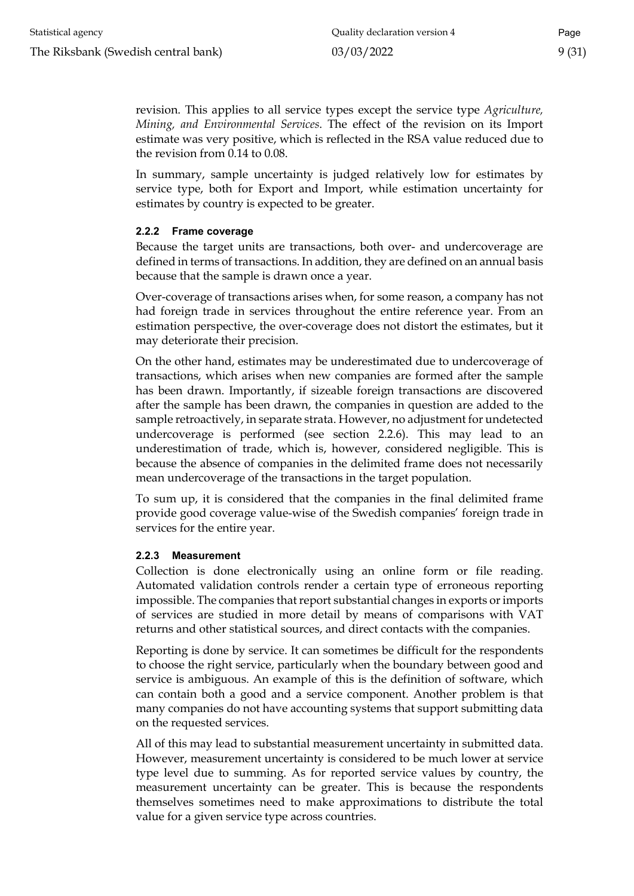revision. This applies to all service types except the service type *Agriculture, Mining, and Environmental Services*. The effect of the revision on its Import estimate was very positive, which is reflected in the RSA value reduced due to the revision from 0.14 to 0.08.

In summary, sample uncertainty is judged relatively low for estimates by service type, both for Export and Import, while estimation uncertainty for estimates by country is expected to be greater.

#### 2.2.2 Frame coverage

Because the target units are transactions, both over- and undercoverage are defined in terms of transactions. In addition, they are defined on an annual basis because that the sample is drawn once a year.

Over-coverage of transactions arises when, for some reason, a company has not had foreign trade in services throughout the entire reference year. From an estimation perspective, the over-coverage does not distort the estimates, but it may deteriorate their precision.

On the other hand, estimates may be underestimated due to undercoverage of transactions, which arises when new companies are formed after the sample has been drawn. Importantly, if sizeable foreign transactions are discovered after the sample has been drawn, the companies in question are added to the sample retroactively, in separate strata. However, no adjustment for undetected undercoverage is performed (see section 2.2.6). This may lead to an underestimation of trade, which is, however, considered negligible. This is because the absence of companies in the delimited frame does not necessarily mean undercoverage of the transactions in the target population.

To sum up, it is considered that the companies in the final delimited frame provide good coverage value-wise of the Swedish companies' foreign trade in services for the entire year.

#### 2.2.3 Measurement

Collection is done electronically using an online form or file reading. Automated validation controls render a certain type of erroneous reporting impossible. The companies that report substantial changes in exports or imports of services are studied in more detail by means of comparisons with VAT returns and other statistical sources, and direct contacts with the companies.

Reporting is done by service. It can sometimes be difficult for the respondents to choose the right service, particularly when the boundary between good and service is ambiguous. An example of this is the definition of software, which can contain both a good and a service component. Another problem is that many companies do not have accounting systems that support submitting data on the requested services.

All of this may lead to substantial measurement uncertainty in submitted data. However, measurement uncertainty is considered to be much lower at service type level due to summing. As for reported service values by country, the measurement uncertainty can be greater. This is because the respondents themselves sometimes need to make approximations to distribute the total value for a given service type across countries.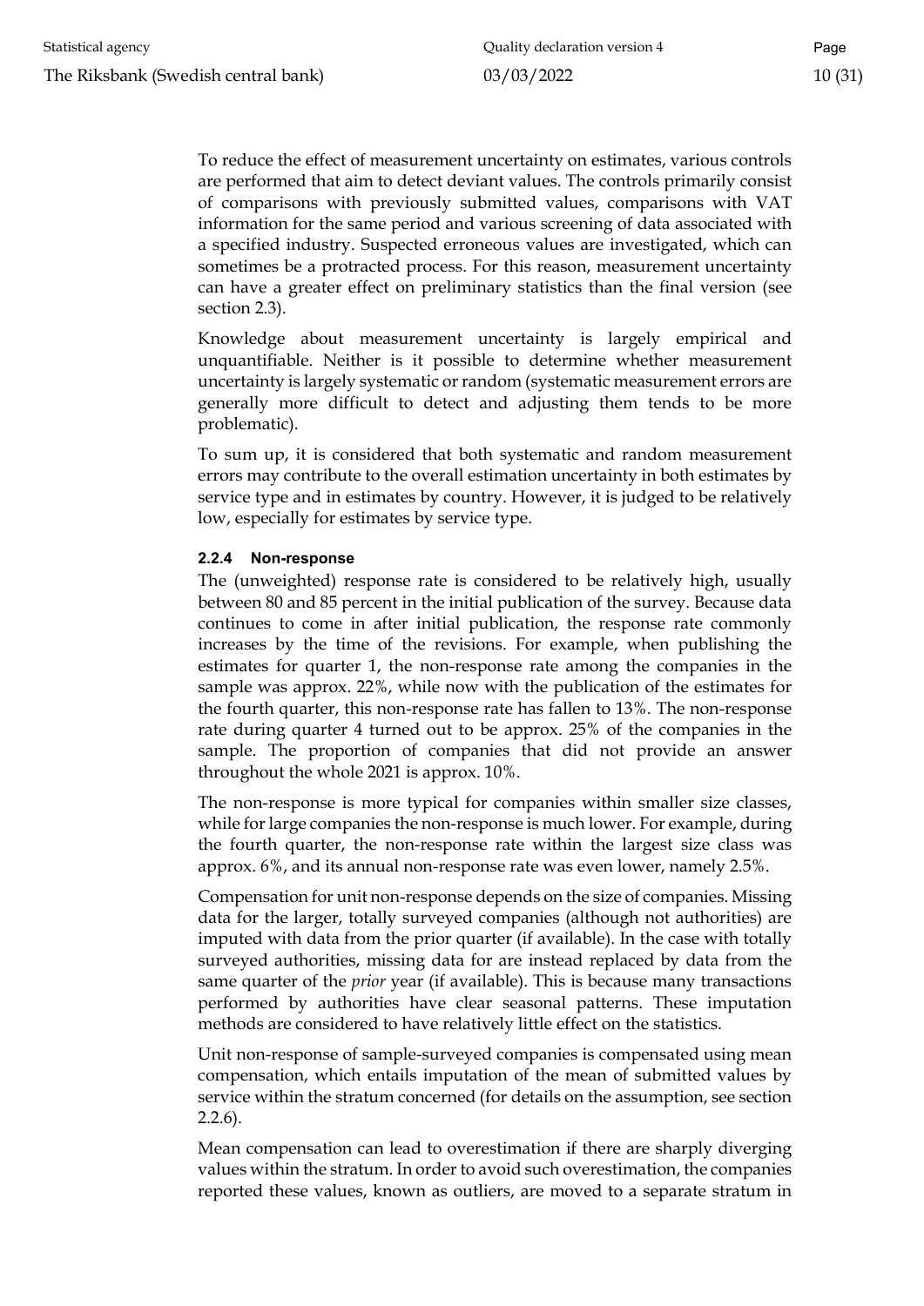To reduce the effect of measurement uncertainty on estimates, various controls are performed that aim to detect deviant values. The controls primarily consist of comparisons with previously submitted values, comparisons with VAT information for the same period and various screening of data associated with a specified industry. Suspected erroneous values are investigated, which can sometimes be a protracted process. For this reason, measurement uncertainty can have a greater effect on preliminary statistics than the final version (see section 2.3).

Knowledge about measurement uncertainty is largely empirical and unquantifiable. Neither is it possible to determine whether measurement uncertainty is largely systematic or random (systematic measurement errors are generally more difficult to detect and adjusting them tends to be more problematic).

To sum up, it is considered that both systematic and random measurement errors may contribute to the overall estimation uncertainty in both estimates by service type and in estimates by country. However, it is judged to be relatively low, especially for estimates by service type.

#### 2.2.4 Non-response

The (unweighted) response rate is considered to be relatively high, usually between 80 and 85 percent in the initial publication of the survey. Because data continues to come in after initial publication, the response rate commonly increases by the time of the revisions. For example, when publishing the estimates for quarter 1, the non-response rate among the companies in the sample was approx. 22%, while now with the publication of the estimates for the fourth quarter, this non-response rate has fallen to 13%. The non-response rate during quarter 4 turned out to be approx. 25% of the companies in the sample. The proportion of companies that did not provide an answer throughout the whole 2021 is approx. 10%.

The non-response is more typical for companies within smaller size classes, while for large companies the non-response is much lower. For example, during the fourth quarter, the non-response rate within the largest size class was approx. 6%, and its annual non-response rate was even lower, namely 2.5%.

Compensation for unit non-response depends on the size of companies. Missing data for the larger, totally surveyed companies (although not authorities) are imputed with data from the prior quarter (if available). In the case with totally surveyed authorities, missing data for are instead replaced by data from the same quarter of the *prior* year (if available). This is because many transactions performed by authorities have clear seasonal patterns. These imputation methods are considered to have relatively little effect on the statistics.

Unit non-response of sample-surveyed companies is compensated using mean compensation, which entails imputation of the mean of submitted values by service within the stratum concerned (for details on the assumption, see section 2.2.6).

Mean compensation can lead to overestimation if there are sharply diverging values within the stratum. In order to avoid such overestimation, the companies reported these values, known as outliers, are moved to a separate stratum in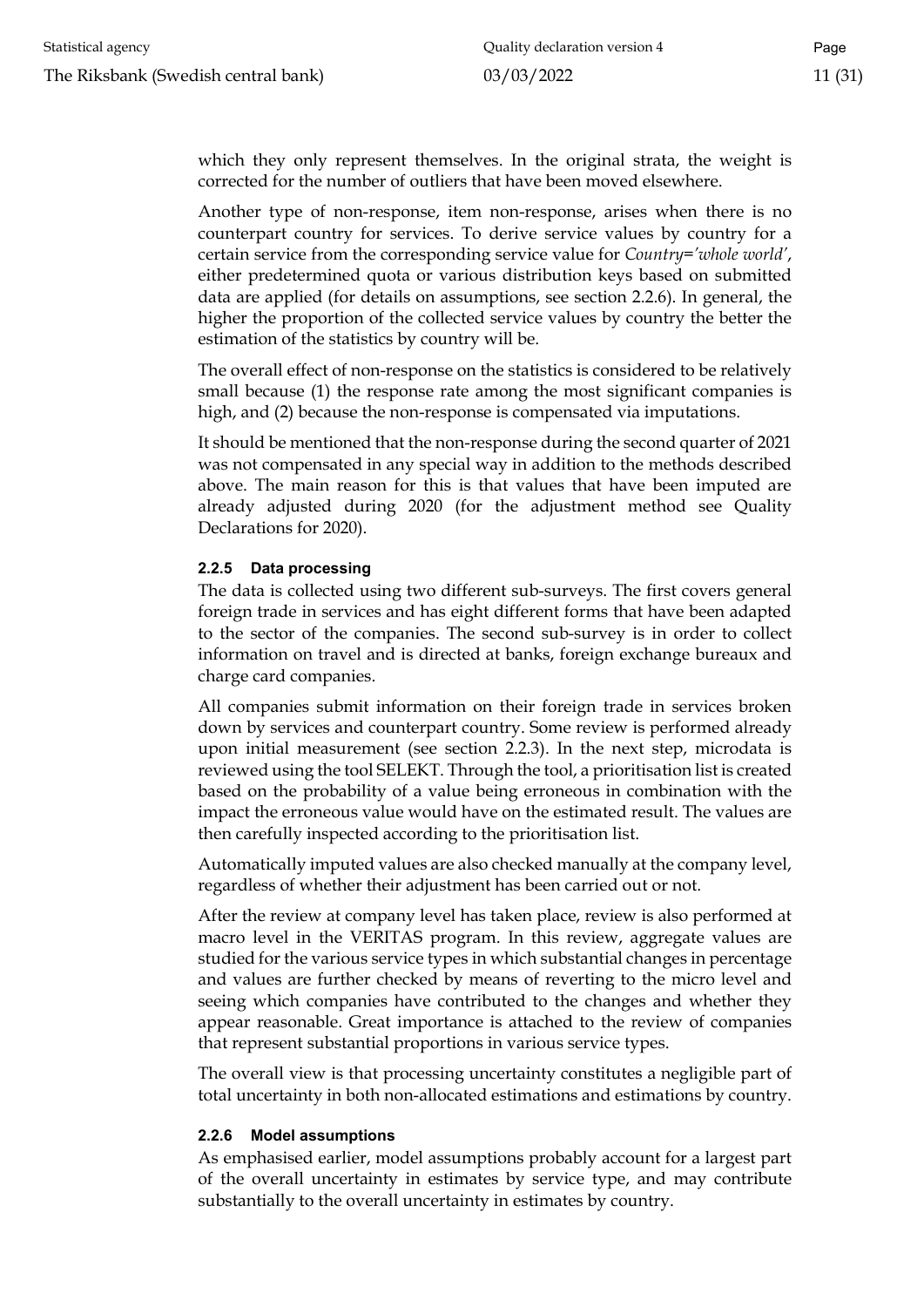which they only represent themselves. In the original strata, the weight is corrected for the number of outliers that have been moved elsewhere.

Another type of non-response, item non-response, arises when there is no counterpart country for services. To derive service values by country for a certain service from the corresponding service value for *Country='whole world'*, either predetermined quota or various distribution keys based on submitted data are applied (for details on assumptions, see section 2.2.6). In general, the higher the proportion of the collected service values by country the better the estimation of the statistics by country will be.

The overall effect of non-response on the statistics is considered to be relatively small because (1) the response rate among the most significant companies is high, and (2) because the non-response is compensated via imputations.

It should be mentioned that the non-response during the second quarter of 2021 was not compensated in any special way in addition to the methods described above. The main reason for this is that values that have been imputed are already adjusted during 2020 (for the adjustment method see Quality Declarations for 2020).

#### 2.2.5 Data processing

The data is collected using two different sub-surveys. The first covers general foreign trade in services and has eight different forms that have been adapted to the sector of the companies. The second sub-survey is in order to collect information on travel and is directed at banks, foreign exchange bureaux and charge card companies.

All companies submit information on their foreign trade in services broken down by services and counterpart country. Some review is performed already upon initial measurement (see section 2.2.3). In the next step, microdata is reviewed using the tool SELEKT. Through the tool, a prioritisation list is created based on the probability of a value being erroneous in combination with the impact the erroneous value would have on the estimated result. The values are then carefully inspected according to the prioritisation list.

Automatically imputed values are also checked manually at the company level, regardless of whether their adjustment has been carried out or not.

After the review at company level has taken place, review is also performed at macro level in the VERITAS program. In this review, aggregate values are studied for the various service types in which substantial changes in percentage and values are further checked by means of reverting to the micro level and seeing which companies have contributed to the changes and whether they appear reasonable. Great importance is attached to the review of companies that represent substantial proportions in various service types.

The overall view is that processing uncertainty constitutes a negligible part of total uncertainty in both non-allocated estimations and estimations by country.

#### 2.2.6 Model assumptions

As emphasised earlier, model assumptions probably account for a largest part of the overall uncertainty in estimates by service type, and may contribute substantially to the overall uncertainty in estimates by country.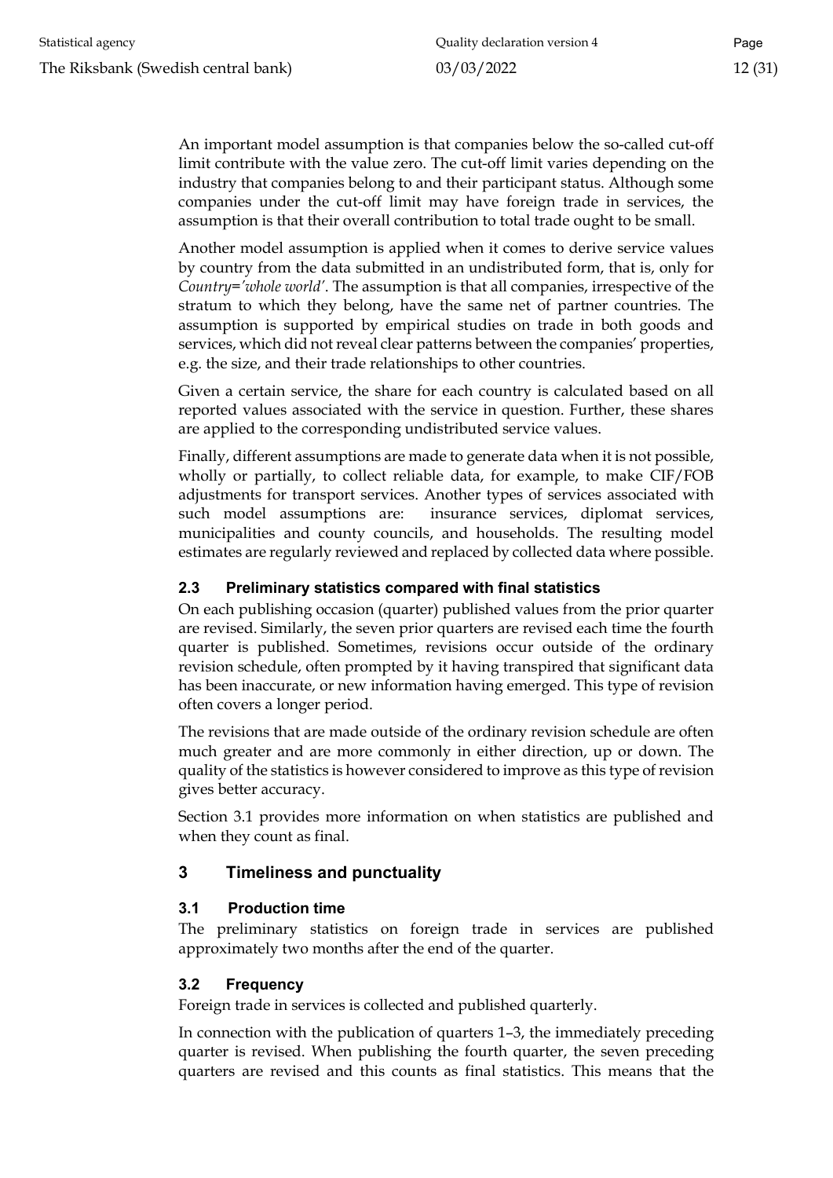An important model assumption is that companies below the so-called cut-off limit contribute with the value zero. The cut-off limit varies depending on the industry that companies belong to and their participant status. Although some companies under the cut-off limit may have foreign trade in services, the assumption is that their overall contribution to total trade ought to be small.

Another model assumption is applied when it comes to derive service values by country from the data submitted in an undistributed form, that is, only for *Country='whole world'*. The assumption is that all companies, irrespective of the stratum to which they belong, have the same net of partner countries. The assumption is supported by empirical studies on trade in both goods and services, which did not reveal clear patterns between the companies' properties, e.g. the size, and their trade relationships to other countries.

Given a certain service, the share for each country is calculated based on all reported values associated with the service in question. Further, these shares are applied to the corresponding undistributed service values.

Finally, different assumptions are made to generate data when it is not possible, wholly or partially, to collect reliable data, for example, to make CIF/FOB adjustments for transport services. Another types of services associated with such model assumptions are: insurance services, diplomat services, municipalities and county councils, and households. The resulting model estimates are regularly reviewed and replaced by collected data where possible.

### 2.3 Preliminary statistics compared with final statistics

On each publishing occasion (quarter) published values from the prior quarter are revised. Similarly, the seven prior quarters are revised each time the fourth quarter is published. Sometimes, revisions occur outside of the ordinary revision schedule, often prompted by it having transpired that significant data has been inaccurate, or new information having emerged. This type of revision often covers a longer period.

The revisions that are made outside of the ordinary revision schedule are often much greater and are more commonly in either direction, up or down. The quality of the statistics is however considered to improve as this type of revision gives better accuracy.

Section 3.1 provides more information on when statistics are published and when they count as final.

## 3 Timeliness and punctuality

### 3.1 Production time

The preliminary statistics on foreign trade in services are published approximately two months after the end of the quarter.

### 3.2 Frequency

Foreign trade in services is collected and published quarterly.

In connection with the publication of quarters 1–3, the immediately preceding quarter is revised. When publishing the fourth quarter, the seven preceding quarters are revised and this counts as final statistics. This means that the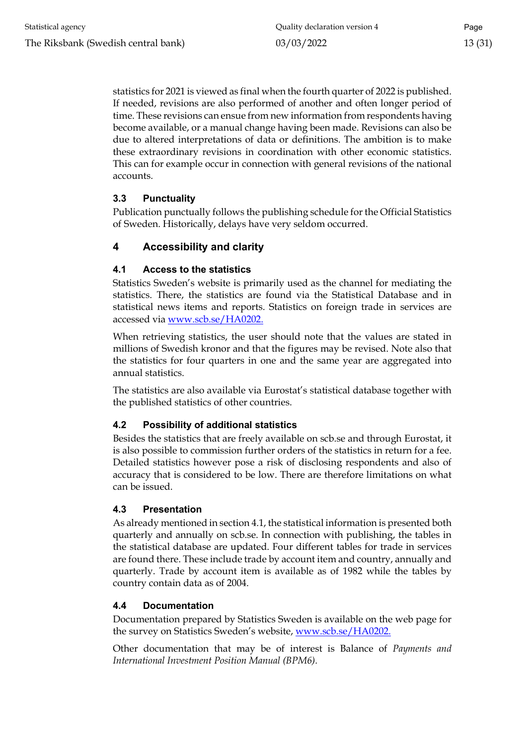statistics for 2021 is viewed as final when the fourth quarter of 2022 is published. If needed, revisions are also performed of another and often longer period of time. These revisions can ensue from new information from respondents having become available, or a manual change having been made. Revisions can also be due to altered interpretations of data or definitions. The ambition is to make these extraordinary revisions in coordination with other economic statistics. This can for example occur in connection with general revisions of the national accounts.

### 3.3 Punctuality

Publication punctually follows the publishing schedule for the Official Statistics of Sweden. Historically, delays have very seldom occurred.

## 4 Accessibility and clarity

### 4.1 Access to the statistics

Statistics Sweden's website is primarily used as the channel for mediating the statistics. There, the statistics are found via the Statistical Database and in statistical news items and reports. Statistics on foreign trade in services are accessed via [www.scb.se/HA0202.](http://www.scb.se/HA0202)

When retrieving statistics, the user should note that the values are stated in millions of Swedish kronor and that the figures may be revised. Note also that the statistics for four quarters in one and the same year are aggregated into annual statistics.

The statistics are also available via Eurostat's statistical database together with the published statistics of other countries.

### 4.2 Possibility of additional statistics

Besides the statistics that are freely available on scb.se and through Eurostat, it is also possible to commission further orders of the statistics in return for a fee. Detailed statistics however pose a risk of disclosing respondents and also of accuracy that is considered to be low. There are therefore limitations on what can be issued.

### 4.3 Presentation

As already mentioned in section 4.1, the statistical information is presented both quarterly and annually on scb.se. In connection with publishing, the tables in the statistical database are updated. Four different tables for trade in services are found there. These include trade by account item and country, annually and quarterly. Trade by account item is available as of 1982 while the tables by country contain data as of 2004.

### 4.4 Documentation

Documentation prepared by Statistics Sweden is available on the web page for the survey on Statistics Sweden's website, [www.scb.se/HA0202.](http://www.scb.se/HA0202)

Other documentation that may be of interest is Balance of *Payments and International Investment Position Manual (BPM6).*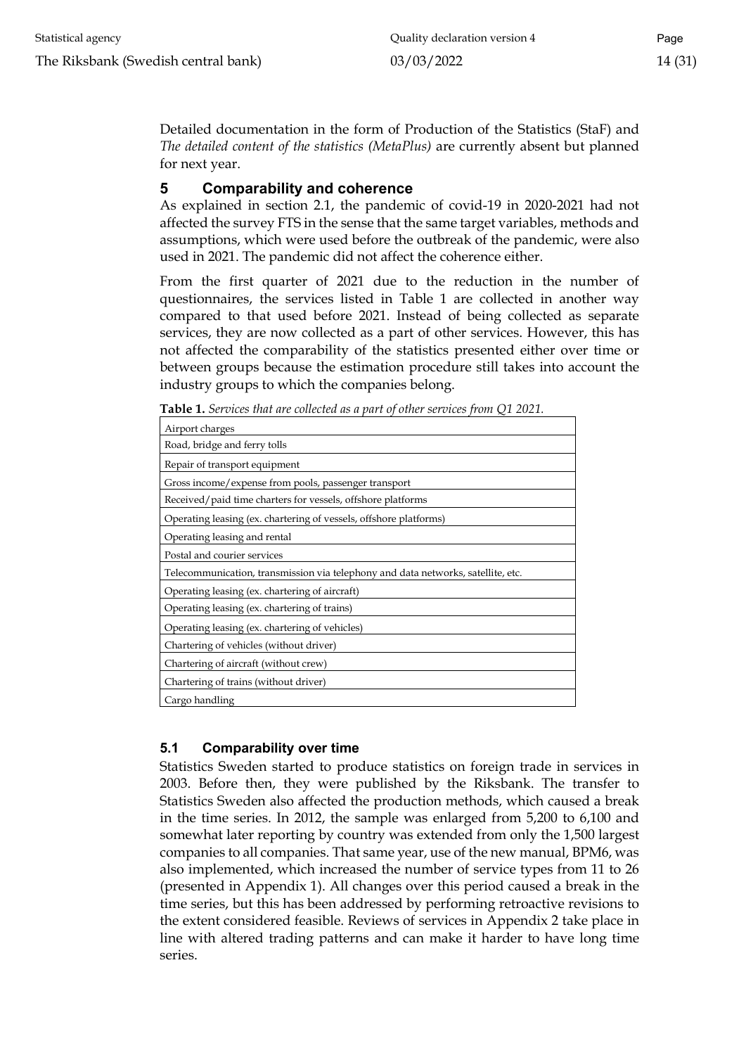Detailed documentation in the form of Production of the Statistics (StaF) and *The detailed content of the statistics (MetaPlus)* are currently absent but planned for next year.

## 5 Comparability and coherence

As explained in section 2.1, the pandemic of covid-19 in 2020-2021 had not affected the survey FTS in the sense that the same target variables, methods and assumptions, which were used before the outbreak of the pandemic, were also used in 2021. The pandemic did not affect the coherence either.

From the first quarter of 2021 due to the reduction in the number of questionnaires, the services listed in Table 1 are collected in another way compared to that used before 2021. Instead of being collected as separate services, they are now collected as a part of other services. However, this has not affected the comparability of the statistics presented either over time or between groups because the estimation procedure still takes into account the industry groups to which the companies belong.

**Table 1.** *Services that are collected as a part of other services from Q1 2021.*

| Services |
|---|
| Airport charges |
| Road, bridge and ferry tolls |
| Repair of transport equipment |
| Gross income/expense from pools, passenger transport |
| Received/paid time charters for vessels, offshore platforms |
| Operating leasing (ex. chartering of vessels, offshore platforms) |
| Operating leasing and rental |
| Postal and courier services |
| Telecommunication, transmission via telephony and data networks, satellite, etc. |
| Operating leasing (ex. chartering of aircraft) |
| Operating leasing (ex. chartering of trains) |
| Operating leasing (ex. chartering of vehicles) |
| Chartering of vehicles (without driver) |
| Chartering of aircraft (without crew) |
| Chartering of trains (without driver) |
| Cargo handling |

### 5.1 Comparability over time

Statistics Sweden started to produce statistics on foreign trade in services in 2003. Before then, they were published by the Riksbank. The transfer to Statistics Sweden also affected the production methods, which caused a break in the time series. In 2012, the sample was enlarged from 5,200 to 6,100 and somewhat later reporting by country was extended from only the 1,500 largest companies to all companies. That same year, use of the new manual, BPM6, was also implemented, which increased the number of service types from 11 to 26 (presented in Appendix 1). All changes over this period caused a break in the time series, but this has been addressed by performing retroactive revisions to the extent considered feasible. Reviews of services in Appendix 2 take place in line with altered trading patterns and can make it harder to have long time series.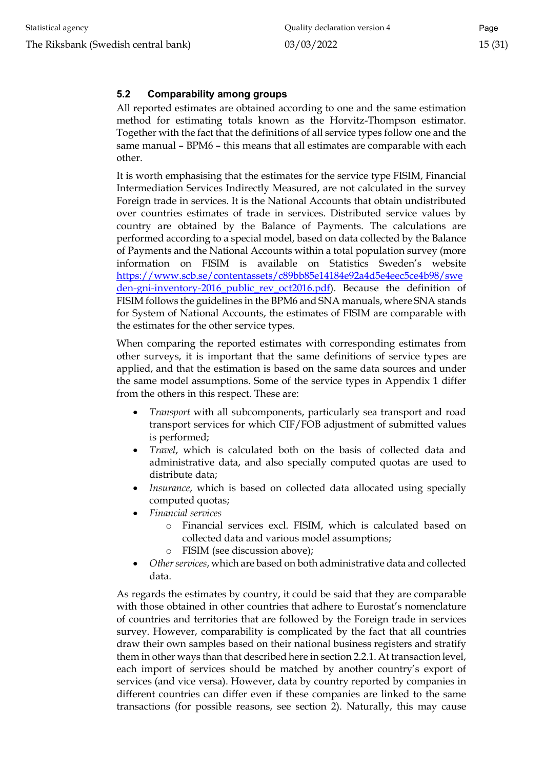### 5.2 Comparability among groups

All reported estimates are obtained according to one and the same estimation method for estimating totals known as the Horvitz-Thompson estimator. Together with the fact that the definitions of all service types follow one and the same manual – BPM6 – this means that all estimates are comparable with each other.

It is worth emphasising that the estimates for the service type FISIM, Financial Intermediation Services Indirectly Measured, are not calculated in the survey Foreign trade in services. It is the National Accounts that obtain undistributed over countries estimates of trade in services. Distributed service values by country are obtained by the Balance of Payments. The calculations are performed according to a special model, based on data collected by the Balance of Payments and the National Accounts within a total population survey (more information on FISIM is available on Statistics Sweden's website [https://www.scb.se/contentassets/c89bb85e14184e92a4d5e4eec5ce4b98/sweden-gni-inventory-2016_public_rev_oct2016.pdf](https://www.scb.se/contentassets/c89bb85e14184e92a4d5e4eec5ce4b98/sweden-gni-inventory-2016_public_rev_oct2016.pdf)). Because the definition of FISIM follows the guidelines in the BPM6 and SNA manuals, where SNA stands for System of National Accounts, the estimates of FISIM are comparable with the estimates for the other service types.

When comparing the reported estimates with corresponding estimates from other surveys, it is important that the same definitions of service types are applied, and that the estimation is based on the same data sources and under the same model assumptions. Some of the service types in Appendix 1 differ from the others in this respect. These are:

- *Transport* with all subcomponents, particularly sea transport and road transport services for which CIF/FOB adjustment of submitted values is performed;
- *Travel*, which is calculated both on the basis of collected data and administrative data, and also specially computed quotas are used to distribute data;
- *Insurance*, which is based on collected data allocated using specially computed quotas;
- *Financial services*
    - Financial services excl. FISIM, which is calculated based on collected data and various model assumptions;
    - FISIM (see discussion above);
- *Other services*, which are based on both administrative data and collected data.

As regards the estimates by country, it could be said that they are comparable with those obtained in other countries that adhere to Eurostat's nomenclature of countries and territories that are followed by the Foreign trade in services survey. However, comparability is complicated by the fact that all countries draw their own samples based on their national business registers and stratify them in other ways than that described here in section 2.2.1. At transaction level, each import of services should be matched by another country's export of services (and vice versa). However, data by country reported by companies in different countries can differ even if these companies are linked to the same transactions (for possible reasons, see section 2). Naturally, this may cause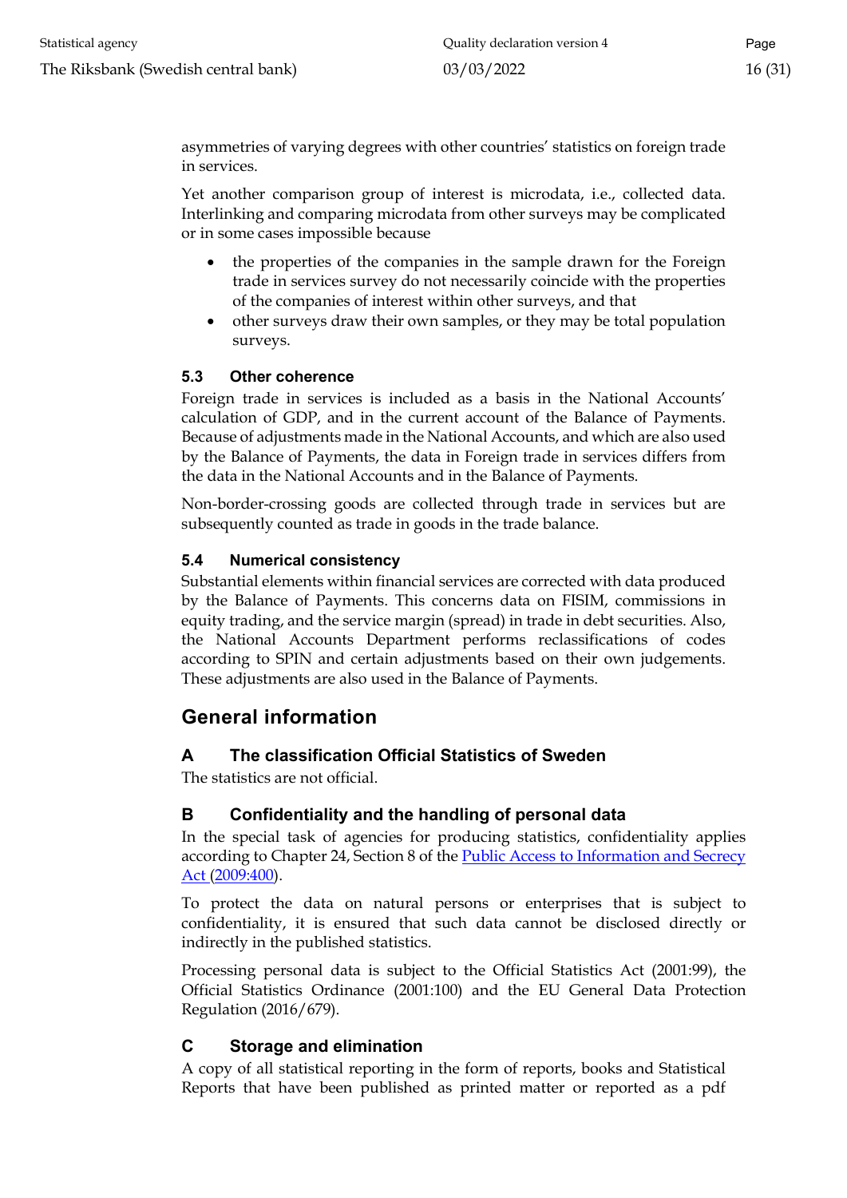asymmetries of varying degrees with other countries' statistics on foreign trade in services.

Yet another comparison group of interest is microdata, i.e., collected data. Interlinking and comparing microdata from other surveys may be complicated or in some cases impossible because

- the properties of the companies in the sample drawn for the Foreign trade in services survey do not necessarily coincide with the properties of the companies of interest within other surveys, and that
- other surveys draw their own samples, or they may be total population surveys.

### 5.3 Other coherence

Foreign trade in services is included as a basis in the National Accounts' calculation of GDP, and in the current account of the Balance of Payments. Because of adjustments made in the National Accounts, and which are also used by the Balance of Payments, the data in Foreign trade in services differs from the data in the National Accounts and in the Balance of Payments.

Non-border-crossing goods are collected through trade in services but are subsequently counted as trade in goods in the trade balance.

### 5.4 Numerical consistency

Substantial elements within financial services are corrected with data produced by the Balance of Payments. This concerns data on FISIM, commissions in equity trading, and the service margin (spread) in trade in debt securities. Also, the National Accounts Department performs reclassifications of codes according to SPIN and certain adjustments based on their own judgements. These adjustments are also used in the Balance of Payments.

## General information

### A The classification Official Statistics of Sweden

The statistics are not official.

### B Confidentiality and the handling of personal data

In the special task of agencies for producing statistics, confidentiality applies according to Chapter 24, Section 8 of the Public Access to Information and Secrecy Act (2009:400).

To protect the data on natural persons or enterprises that is subject to confidentiality, it is ensured that such data cannot be disclosed directly or indirectly in the published statistics.

Processing personal data is subject to the Official Statistics Act (2001:99), the Official Statistics Ordinance (2001:100) and the EU General Data Protection Regulation (2016/679).

### C Storage and elimination

A copy of all statistical reporting in the form of reports, books and Statistical Reports that have been published as printed matter or reported as a pdf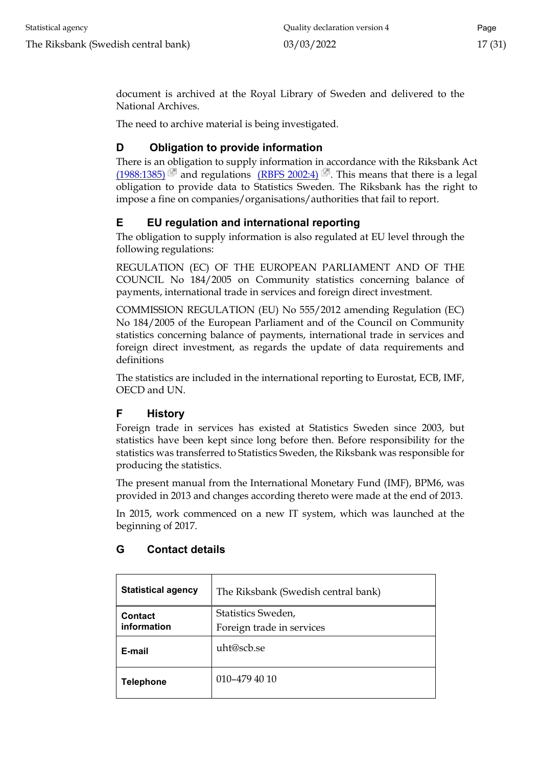document is archived at the Royal Library of Sweden and delivered to the National Archives.

The need to archive material is being investigated.

## D Obligation to provide information

There is an obligation to supply information in accordance with the Riksbank Act (1988:1385) and regulations (RBFS 2002:4). This means that there is a legal obligation to provide data to Statistics Sweden. The Riksbank has the right to impose a fine on companies/organisations/authorities that fail to report.

## E EU regulation and international reporting

The obligation to supply information is also regulated at EU level through the following regulations:

REGULATION (EC) OF THE EUROPEAN PARLIAMENT AND OF THE COUNCIL No 184/2005 on Community statistics concerning balance of payments, international trade in services and foreign direct investment.

COMMISSION REGULATION (EU) No 555/2012 amending Regulation (EC) No 184/2005 of the European Parliament and of the Council on Community statistics concerning balance of payments, international trade in services and foreign direct investment, as regards the update of data requirements and definitions

The statistics are included in the international reporting to Eurostat, ECB, IMF, OECD and UN.

## F History

Foreign trade in services has existed at Statistics Sweden since 2003, but statistics have been kept since long before then. Before responsibility for the statistics was transferred to Statistics Sweden, the Riksbank was responsible for producing the statistics.

The present manual from the International Monetary Fund (IMF), BPM6, was provided in 2013 and changes according thereto were made at the end of 2013.

In 2015, work commenced on a new IT system, which was launched at the beginning of 2017.

## G Contact details

| **Statistical agency** | The Riksbank (Swedish central bank) |
|---|---|
| **Contact information** | Statistics Sweden,<br>Foreign trade in services |
| **E-mail** | uht@scb.se |
| **Telephone** | 010–479 40 10 |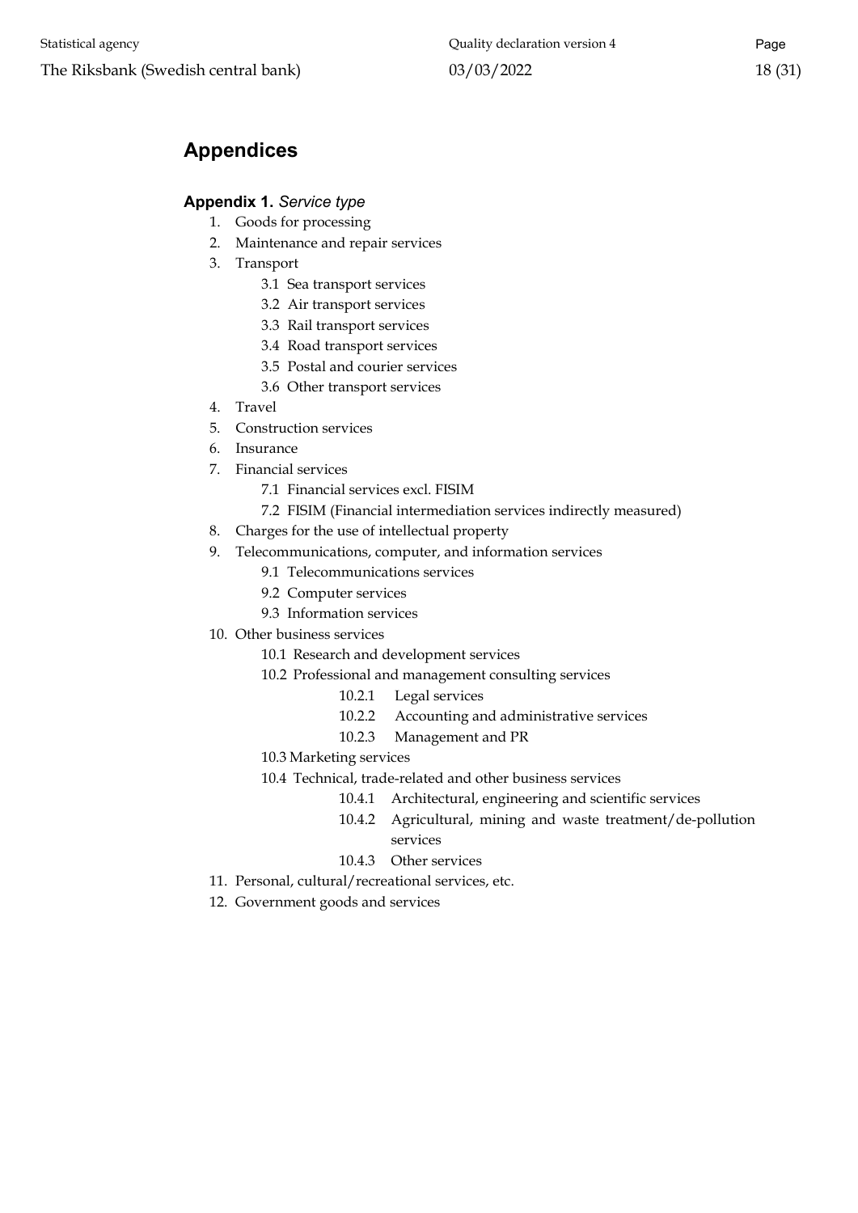# Appendices

**Appendix 1.** *Service type*

1. Goods for processing
2. Maintenance and repair services
3. Transport
    - 3.1 Sea transport services
    - 3.2 Air transport services
    - 3.3 Rail transport services
    - 3.4 Road transport services
    - 3.5 Postal and courier services
    - 3.6 Other transport services
4. Travel
5. Construction services
6. Insurance
7. Financial services
    - 7.1 Financial services excl. FISIM
    - 7.2 FISIM (Financial intermediation services indirectly measured)
8. Charges for the use of intellectual property
9. Telecommunications, computer, and information services
    - 9.1 Telecommunications services
    - 9.2 Computer services
    - 9.3 Information services
10. Other business services
    - 10.1 Research and development services
    - 10.2 Professional and management consulting services
        - 10.2.1 Legal services
        - 10.2.2 Accounting and administrative services
        - 10.2.3 Management and PR
    - 10.3 Marketing services
    - 10.4 Technical, trade-related and other business services
        - 10.4.1 Architectural, engineering and scientific services
        - 10.4.2 Agricultural, mining and waste treatment/de-pollution services
        - 10.4.3 Other services
11. Personal, cultural/recreational services, etc.
12. Government goods and services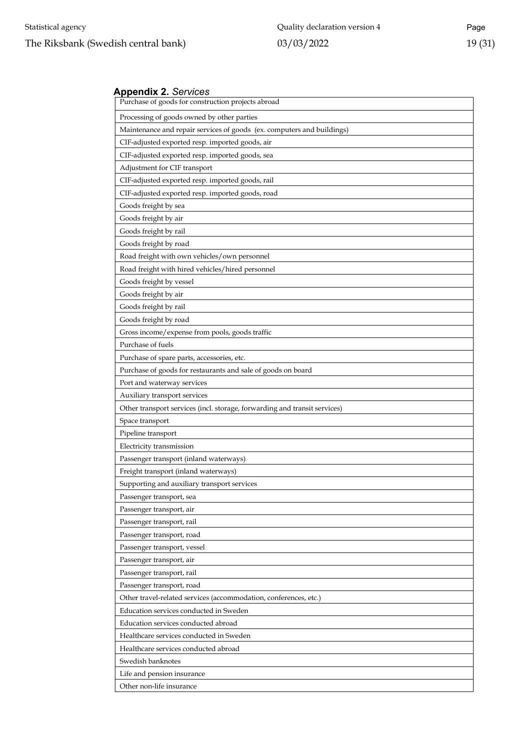**Appendix 2.** *Services*

| Purchase of goods for construction projects abroad |
|---|
| Processing of goods owned by other parties |
| Maintenance and repair services of goods (ex. computers and buildings) |
| CIF-adjusted exported resp. imported goods, air |
| CIF-adjusted exported resp. imported goods, sea |
| Adjustment for CIF transport |
| CIF-adjusted exported resp. imported goods, rail |
| CIF-adjusted exported resp. imported goods, road |
| Goods freight by sea |
| Goods freight by air |
| Goods freight by rail |
| Goods freight by road |
| Road freight with own vehicles/own personnel |
| Road freight with hired vehicles/hired personnel |
| Goods freight by vessel |
| Goods freight by air |
| Goods freight by rail |
| Goods freight by road |
| Gross income/expense from pools, goods traffic |
| Purchase of fuels |
| Purchase of spare parts, accessories, etc. |
| Purchase of goods for restaurants and sale of goods on board |
| Port and waterway services |
| Auxiliary transport services |
| Other transport services (incl. storage, forwarding and transit services) |
| Space transport |
| Pipeline transport |
| Electricity transmission |
| Passenger transport (inland waterways) |
| Freight transport (inland waterways) |
| Supporting and auxiliary transport services |
| Passenger transport, sea |
| Passenger transport, air |
| Passenger transport, rail |
| Passenger transport, road |
| Passenger transport, vessel |
| Passenger transport, air |
| Passenger transport, rail |
| Passenger transport, road |
| Other travel-related services (accommodation, conferences, etc.) |
| Education services conducted in Sweden |
| Education services conducted abroad |
| Healthcare services conducted in Sweden |
| Healthcare services conducted abroad |
| Swedish banknotes |
| Life and pension insurance |
| Other non-life insurance |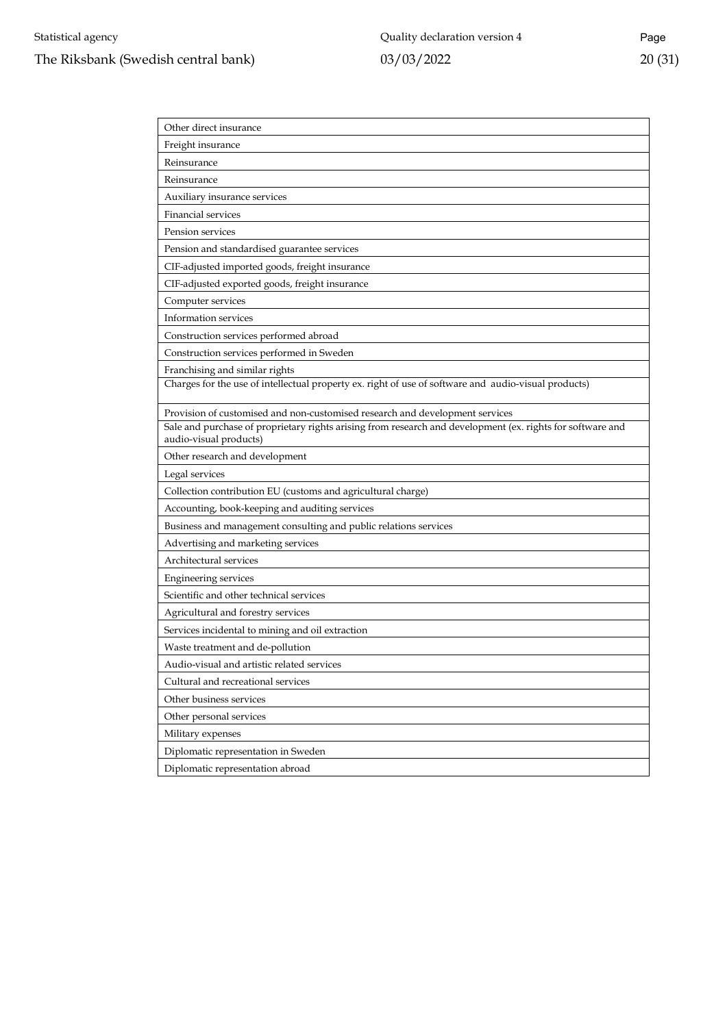| Other direct insurance |
|---|
| Freight insurance |
| Reinsurance |
| Reinsurance |
| Auxiliary insurance services |
| Financial services |
| Pension services |
| Pension and standardised guarantee services |
| CIF-adjusted imported goods, freight insurance |
| CIF-adjusted exported goods, freight insurance |
| Computer services |
| Information services |
| Construction services performed abroad |
| Construction services performed in Sweden |
| Franchising and similar rights |
| Charges for the use of intellectual property ex. right of use of software and audio-visual products) |
| Provision of customised and non-customised research and development services |
| Sale and purchase of proprietary rights arising from research and development (ex. rights for software and audio-visual products) |
| Other research and development |
| Legal services |
| Collection contribution EU (customs and agricultural charge) |
| Accounting, book-keeping and auditing services |
| Business and management consulting and public relations services |
| Advertising and marketing services |
| Architectural services |
| Engineering services |
| Scientific and other technical services |
| Agricultural and forestry services |
| Services incidental to mining and oil extraction |
| Waste treatment and de-pollution |
| Audio-visual and artistic related services |
| Cultural and recreational services |
| Other business services |
| Other personal services |
| Military expenses |
| Diplomatic representation in Sweden |
| Diplomatic representation abroad |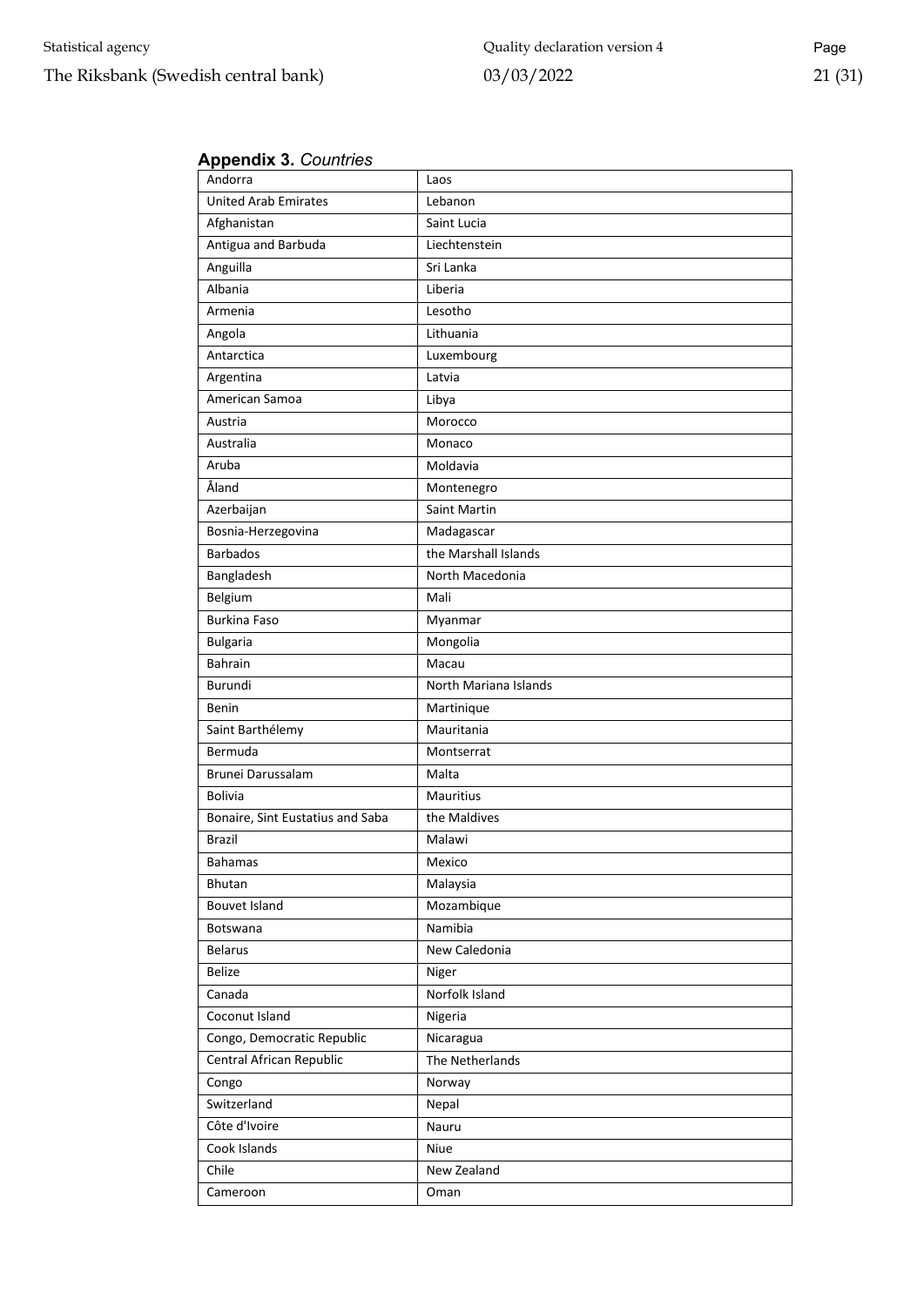**Appendix 3.** *Countries*

| Andorra | Laos |
|---|---|
| United Arab Emirates | Lebanon |
| Afghanistan | Saint Lucia |
| Antigua and Barbuda | Liechtenstein |
| Anguilla | Sri Lanka |
| Albania | Liberia |
| Armenia | Lesotho |
| Angola | Lithuania |
| Antarctica | Luxembourg |
| Argentina | Latvia |
| American Samoa | Libya |
| Austria | Morocco |
| Australia | Monaco |
| Aruba | Moldavia |
| Åland | Montenegro |
| Azerbaijan | Saint Martin |
| Bosnia-Herzegovina | Madagascar |
| Barbados | the Marshall Islands |
| Bangladesh | North Macedonia |
| Belgium | Mali |
| Burkina Faso | Myanmar |
| Bulgaria | Mongolia |
| Bahrain | Macau |
| Burundi | North Mariana Islands |
| Benin | Martinique |
| Saint Barthélemy | Mauritania |
| Bermuda | Montserrat |
| Brunei Darussalam | Malta |
| Bolivia | Mauritius |
| Bonaire, Sint Eustatius and Saba | the Maldives |
| Brazil | Malawi |
| Bahamas | Mexico |
| Bhutan | Malaysia |
| Bouvet Island | Mozambique |
| Botswana | Namibia |
| Belarus | New Caledonia |
| Belize | Niger |
| Canada | Norfolk Island |
| Coconut Island | Nigeria |
| Congo, Democratic Republic | Nicaragua |
| Central African Republic | The Netherlands |
| Congo | Norway |
| Switzerland | Nepal |
| Côte d'Ivoire | Nauru |
| Cook Islands | Niue |
| Chile | New Zealand |
| Cameroon | Oman |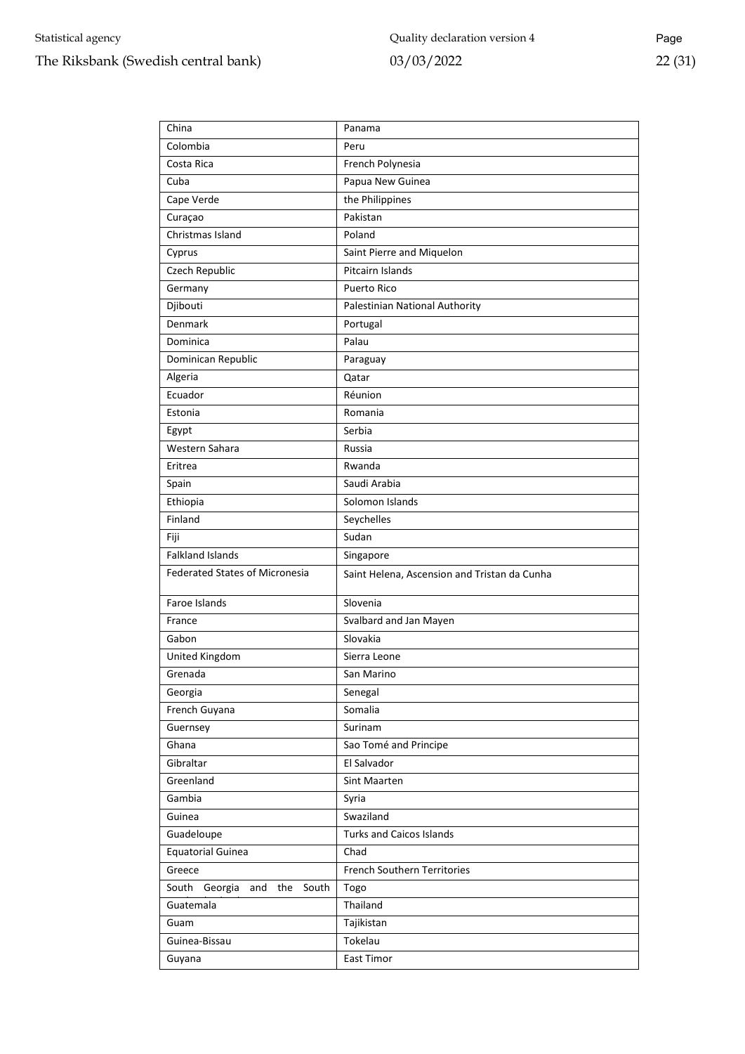| China | Panama |
|---|---|
| Colombia | Peru |
| Costa Rica | French Polynesia |
| Cuba | Papua New Guinea |
| Cape Verde | the Philippines |
| Curaçao | Pakistan |
| Christmas Island | Poland |
| Cyprus | Saint Pierre and Miquelon |
| Czech Republic | Pitcairn Islands |
| Germany | Puerto Rico |
| Djibouti | Palestinian National Authority |
| Denmark | Portugal |
| Dominica | Palau |
| Dominican Republic | Paraguay |
| Algeria | Qatar |
| Ecuador | Réunion |
| Estonia | Romania |
| Egypt | Serbia |
| Western Sahara | Russia |
| Eritrea | Rwanda |
| Spain | Saudi Arabia |
| Ethiopia | Solomon Islands |
| Finland | Seychelles |
| Fiji | Sudan |
| Falkland Islands | Singapore |
| Federated States of Micronesia | Saint Helena, Ascension and Tristan da Cunha |
| Faroe Islands | Slovenia |
| France | Svalbard and Jan Mayen |
| Gabon | Slovakia |
| United Kingdom | Sierra Leone |
| Grenada | San Marino |
| Georgia | Senegal |
| French Guyana | Somalia |
| Guernsey | Surinam |
| Ghana | Sao Tomé and Principe |
| Gibraltar | El Salvador |
| Greenland | Sint Maarten |
| Gambia | Syria |
| Guinea | Swaziland |
| Guadeloupe | Turks and Caicos Islands |
| Equatorial Guinea | Chad |
| Greece | French Southern Territories |
| South Georgia and the South | Togo |
| Guatemala | Thailand |
| Guam | Tajikistan |
| Guinea-Bissau | Tokelau |
| Guyana | East Timor |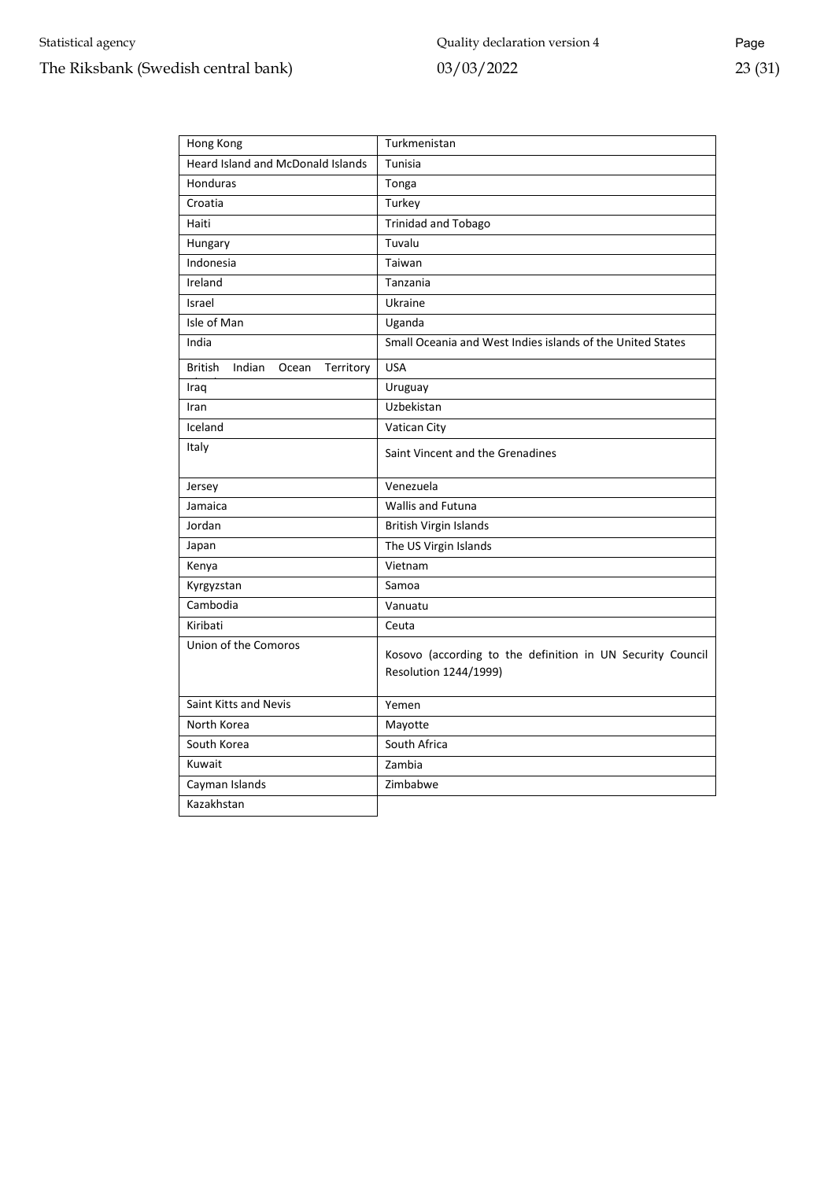| | |
|---|---|
| Hong Kong | Turkmenistan |
| Heard Island and McDonald Islands | Tunisia |
| Honduras | Tonga |
| Croatia | Turkey |
| Haiti | Trinidad and Tobago |
| Hungary | Tuvalu |
| Indonesia | Taiwan |
| Ireland | Tanzania |
| Israel | Ukraine |
| Isle of Man | Uganda |
| India | Small Oceania and West Indies islands of the United States |
| British Indian Ocean Territory | USA |
| Iraq | Uruguay |
| Iran | Uzbekistan |
| Iceland | Vatican City |
| Italy | Saint Vincent and the Grenadines |
| Jersey | Venezuela |
| Jamaica | Wallis and Futuna |
| Jordan | British Virgin Islands |
| Japan | The US Virgin Islands |
| Kenya | Vietnam |
| Kyrgyzstan | Samoa |
| Cambodia | Vanuatu |
| Kiribati | Ceuta |
| Union of the Comoros | Kosovo (according to the definition in UN Security Council Resolution 1244/1999) |
| Saint Kitts and Nevis | Yemen |
| North Korea | Mayotte |
| South Korea | South Africa |
| Kuwait | Zambia |
| Cayman Islands | Zimbabwe |
| Kazakhstan | |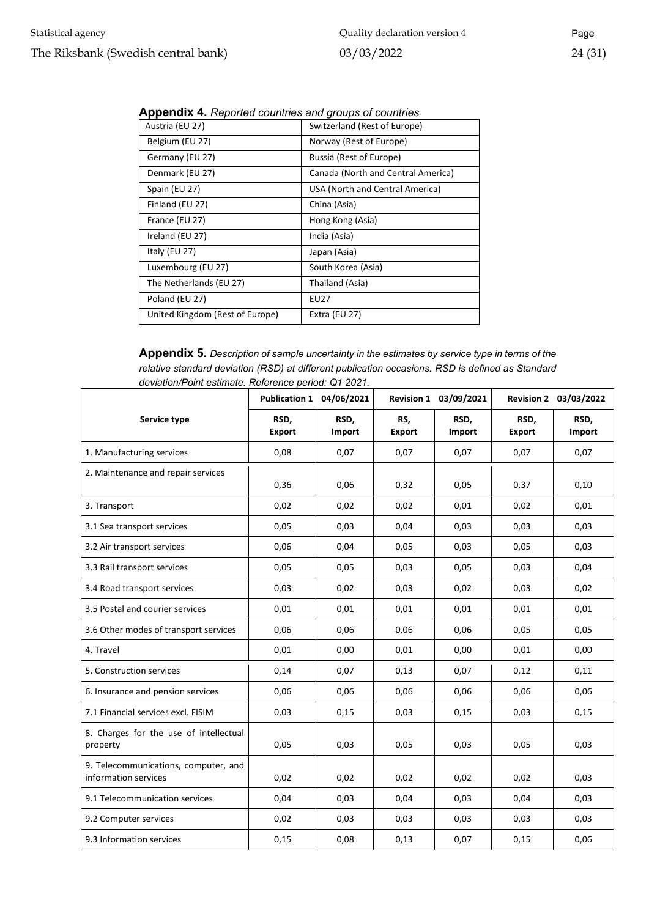**Appendix 4.** *Reported countries and groups of countries*

| | |
|---|---|
| Austria (EU 27) | Switzerland (Rest of Europe) |
| Belgium (EU 27) | Norway (Rest of Europe) |
| Germany (EU 27) | Russia (Rest of Europe) |
| Denmark (EU 27) | Canada (North and Central America) |
| Spain (EU 27) | USA (North and Central America) |
| Finland (EU 27) | China (Asia) |
| France (EU 27) | Hong Kong (Asia) |
| Ireland (EU 27) | India (Asia) |
| Italy (EU 27) | Japan (Asia) |
| Luxembourg (EU 27) | South Korea (Asia) |
| The Netherlands (EU 27) | Thailand (Asia) |
| Poland (EU 27) | EU27 |
| United Kingdom (Rest of Europe) | Extra (EU 27) |

**Appendix 5.** *Description of sample uncertainty in the estimates by service type in terms of the relative standard deviation (RSD) at different publication occasions. RSD is defined as Standard deviation/Point estimate. Reference period: Q1 2021.*

| | Publication 1 04/06/2021 | | Revision 1 03/09/2021 | | Revision 2 03/03/2022 | |
|---|---|---|---|---|---|---|
| **Service type** | **RSD, Export** | **RSD, Import** | **RS, Export** | **RSD, Import** | **RSD, Export** | **RSD, Import** |
| 1. Manufacturing services | 0,08 | 0,07 | 0,07 | 0,07 | 0,07 | 0,07 |
| 2. Maintenance and repair services | 0,36 | 0,06 | 0,32 | 0,05 | 0,37 | 0,10 |
| 3. Transport | 0,02 | 0,02 | 0,02 | 0,01 | 0,02 | 0,01 |
| 3.1 Sea transport services | 0,05 | 0,03 | 0,04 | 0,03 | 0,03 | 0,03 |
| 3.2 Air transport services | 0,06 | 0,04 | 0,05 | 0,03 | 0,05 | 0,03 |
| 3.3 Rail transport services | 0,05 | 0,05 | 0,03 | 0,05 | 0,03 | 0,04 |
| 3.4 Road transport services | 0,03 | 0,02 | 0,03 | 0,02 | 0,03 | 0,02 |
| 3.5 Postal and courier services | 0,01 | 0,01 | 0,01 | 0,01 | 0,01 | 0,01 |
| 3.6 Other modes of transport services | 0,06 | 0,06 | 0,06 | 0,06 | 0,05 | 0,05 |
| 4. Travel | 0,01 | 0,00 | 0,01 | 0,00 | 0,01 | 0,00 |
| 5. Construction services | 0,14 | 0,07 | 0,13 | 0,07 | 0,12 | 0,11 |
| 6. Insurance and pension services | 0,06 | 0,06 | 0,06 | 0,06 | 0,06 | 0,06 |
| 7.1 Financial services excl. FISIM | 0,03 | 0,15 | 0,03 | 0,15 | 0,03 | 0,15 |
| 8. Charges for the use of intellectual property | 0,05 | 0,03 | 0,05 | 0,03 | 0,05 | 0,03 |
| 9. Telecommunications, computer, and information services | 0,02 | 0,02 | 0,02 | 0,02 | 0,02 | 0,03 |
| 9.1 Telecommunication services | 0,04 | 0,03 | 0,04 | 0,03 | 0,04 | 0,03 |
| 9.2 Computer services | 0,02 | 0,03 | 0,03 | 0,03 | 0,03 | 0,03 |
| 9.3 Information services | 0,15 | 0,08 | 0,13 | 0,07 | 0,15 | 0,06 |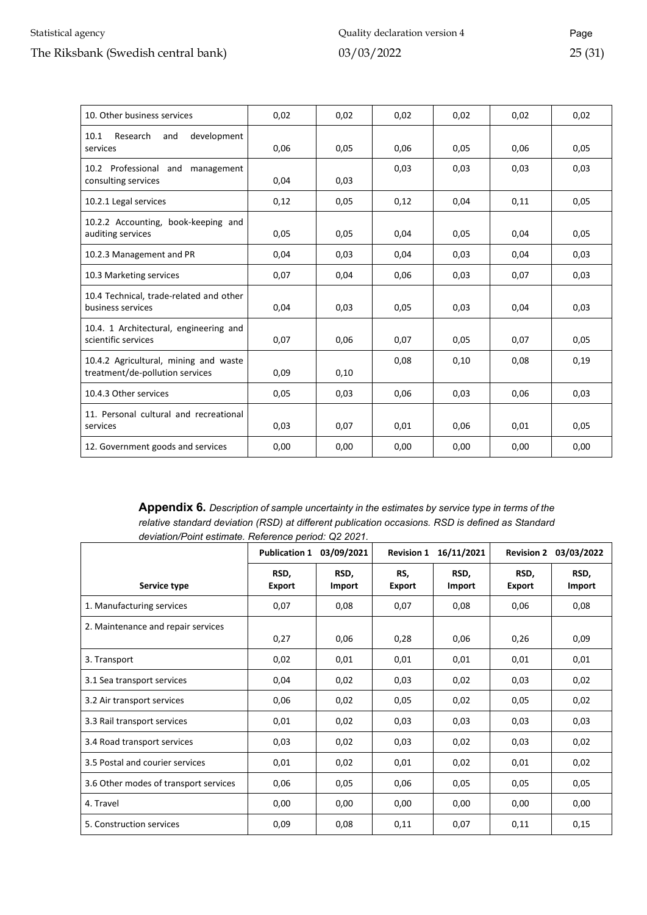| 10. Other business services | 0,02 | 0,02 | 0,02 | 0,02 | 0,02 | 0,02 |
|---|---|---|---|---|---|---|
| 10.1 Research and development services | 0,06 | 0,05 | 0,06 | 0,05 | 0,06 | 0,05 |
| 10.2 Professional and management consulting services | 0,04 | 0,03 | 0,03 | 0,03 | 0,03 | 0,03 |
| 10.2.1 Legal services | 0,12 | 0,05 | 0,12 | 0,04 | 0,11 | 0,05 |
| 10.2.2 Accounting, book-keeping and auditing services | 0,05 | 0,05 | 0,04 | 0,05 | 0,04 | 0,05 |
| 10.2.3 Management and PR | 0,04 | 0,03 | 0,04 | 0,03 | 0,04 | 0,03 |
| 10.3 Marketing services | 0,07 | 0,04 | 0,06 | 0,03 | 0,07 | 0,03 |
| 10.4 Technical, trade-related and other business services | 0,04 | 0,03 | 0,05 | 0,03 | 0,04 | 0,03 |
| 10.4. 1 Architectural, engineering and scientific services | 0,07 | 0,06 | 0,07 | 0,05 | 0,07 | 0,05 |
| 10.4.2 Agricultural, mining and waste treatment/de-pollution services | 0,09 | 0,10 | 0,08 | 0,10 | 0,08 | 0,19 |
| 10.4.3 Other services | 0,05 | 0,03 | 0,06 | 0,03 | 0,06 | 0,03 |
| 11. Personal cultural and recreational services | 0,03 | 0,07 | 0,01 | 0,06 | 0,01 | 0,05 |
| 12. Government goods and services | 0,00 | 0,00 | 0,00 | 0,00 | 0,00 | 0,00 |

**Appendix 6.** *Description of sample uncertainty in the estimates by service type in terms of the relative standard deviation (RSD) at different publication occasions. RSD is defined as Standard deviation/Point estimate. Reference period: Q2 2021.*

| | Publication 1 03/09/2021 | | Revision 1 16/11/2021 | | Revision 2 03/03/2022 | |
|---|---|---|---|---|---|---|
| **Service type** | **RSD, Export** | **RSD, Import** | **RS, Export** | **RSD, Import** | **RSD, Export** | **RSD, Import** |
| 1. Manufacturing services | 0,07 | 0,08 | 0,07 | 0,08 | 0,06 | 0,08 |
| 2. Maintenance and repair services | 0,27 | 0,06 | 0,28 | 0,06 | 0,26 | 0,09 |
| 3. Transport | 0,02 | 0,01 | 0,01 | 0,01 | 0,01 | 0,01 |
| 3.1 Sea transport services | 0,04 | 0,02 | 0,03 | 0,02 | 0,03 | 0,02 |
| 3.2 Air transport services | 0,06 | 0,02 | 0,05 | 0,02 | 0,05 | 0,02 |
| 3.3 Rail transport services | 0,01 | 0,02 | 0,03 | 0,03 | 0,03 | 0,03 |
| 3.4 Road transport services | 0,03 | 0,02 | 0,03 | 0,02 | 0,03 | 0,02 |
| 3.5 Postal and courier services | 0,01 | 0,02 | 0,01 | 0,02 | 0,01 | 0,02 |
| 3.6 Other modes of transport services | 0,06 | 0,05 | 0,06 | 0,05 | 0,05 | 0,05 |
| 4. Travel | 0,00 | 0,00 | 0,00 | 0,00 | 0,00 | 0,00 |
| 5. Construction services | 0,09 | 0,08 | 0,11 | 0,07 | 0,11 | 0,15 |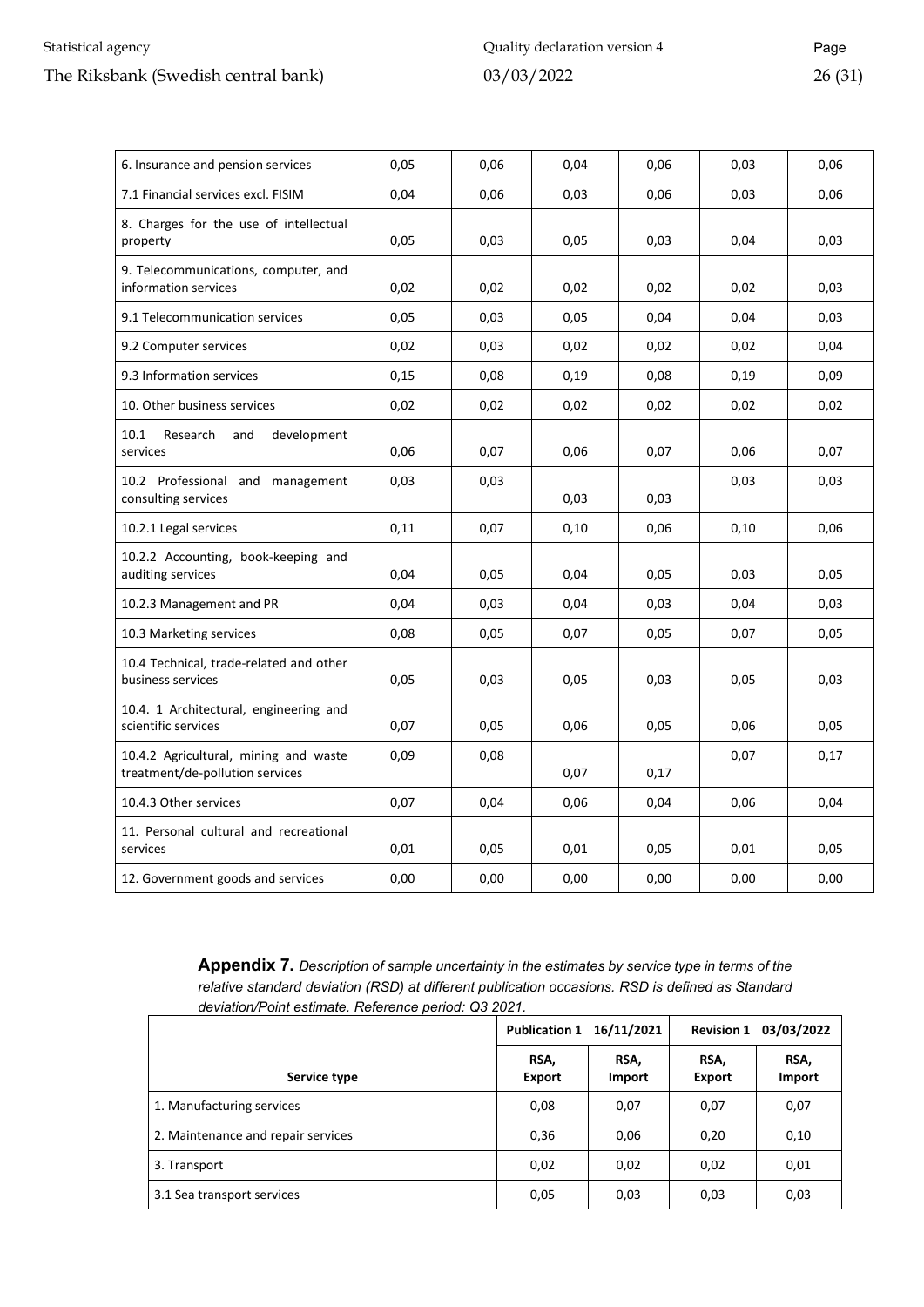| | | | | | | |
|---|---|---|---|---|---|---|
| 6. Insurance and pension services | 0,05 | 0,06 | 0,04 | 0,06 | 0,03 | 0,06 |
| 7.1 Financial services excl. FISIM | 0,04 | 0,06 | 0,03 | 0,06 | 0,03 | 0,06 |
| 8. Charges for the use of intellectual property | 0,05 | 0,03 | 0,05 | 0,03 | 0,04 | 0,03 |
| 9. Telecommunications, computer, and information services | 0,02 | 0,02 | 0,02 | 0,02 | 0,02 | 0,03 |
| 9.1 Telecommunication services | 0,05 | 0,03 | 0,05 | 0,04 | 0,04 | 0,03 |
| 9.2 Computer services | 0,02 | 0,03 | 0,02 | 0,02 | 0,02 | 0,04 |
| 9.3 Information services | 0,15 | 0,08 | 0,19 | 0,08 | 0,19 | 0,09 |
| 10. Other business services | 0,02 | 0,02 | 0,02 | 0,02 | 0,02 | 0,02 |
| 10.1 Research and development services | 0,06 | 0,07 | 0,06 | 0,07 | 0,06 | 0,07 |
| 10.2 Professional and management consulting services | 0,03 | 0,03 | 0,03 | 0,03 | 0,03 | 0,03 |
| 10.2.1 Legal services | 0,11 | 0,07 | 0,10 | 0,06 | 0,10 | 0,06 |
| 10.2.2 Accounting, book-keeping and auditing services | 0,04 | 0,05 | 0,04 | 0,05 | 0,03 | 0,05 |
| 10.2.3 Management and PR | 0,04 | 0,03 | 0,04 | 0,03 | 0,04 | 0,03 |
| 10.3 Marketing services | 0,08 | 0,05 | 0,07 | 0,05 | 0,07 | 0,05 |
| 10.4 Technical, trade-related and other business services | 0,05 | 0,03 | 0,05 | 0,03 | 0,05 | 0,03 |
| 10.4. 1 Architectural, engineering and scientific services | 0,07 | 0,05 | 0,06 | 0,05 | 0,06 | 0,05 |
| 10.4.2 Agricultural, mining and waste treatment/de-pollution services | 0,09 | 0,08 | 0,07 | 0,17 | 0,07 | 0,17 |
| 10.4.3 Other services | 0,07 | 0,04 | 0,06 | 0,04 | 0,06 | 0,04 |
| 11. Personal cultural and recreational services | 0,01 | 0,05 | 0,01 | 0,05 | 0,01 | 0,05 |
| 12. Government goods and services | 0,00 | 0,00 | 0,00 | 0,00 | 0,00 | 0,00 |

**Appendix 7.** *Description of sample uncertainty in the estimates by service type in terms of the relative standard deviation (RSD) at different publication occasions. RSD is defined as Standard deviation/Point estimate. Reference period: Q3 2021.*

| | Publication 1 16/11/2021 | | Revision 1 03/03/2022 | |
|---|---|---|---|---|
| **Service type** | **RSA, Export** | **RSA, Import** | **RSA, Export** | **RSA, Import** |
| 1. Manufacturing services | 0,08 | 0,07 | 0,07 | 0,07 |
| 2. Maintenance and repair services | 0,36 | 0,06 | 0,20 | 0,10 |
| 3. Transport | 0,02 | 0,02 | 0,02 | 0,01 |
| 3.1 Sea transport services | 0,05 | 0,03 | 0,03 | 0,03 |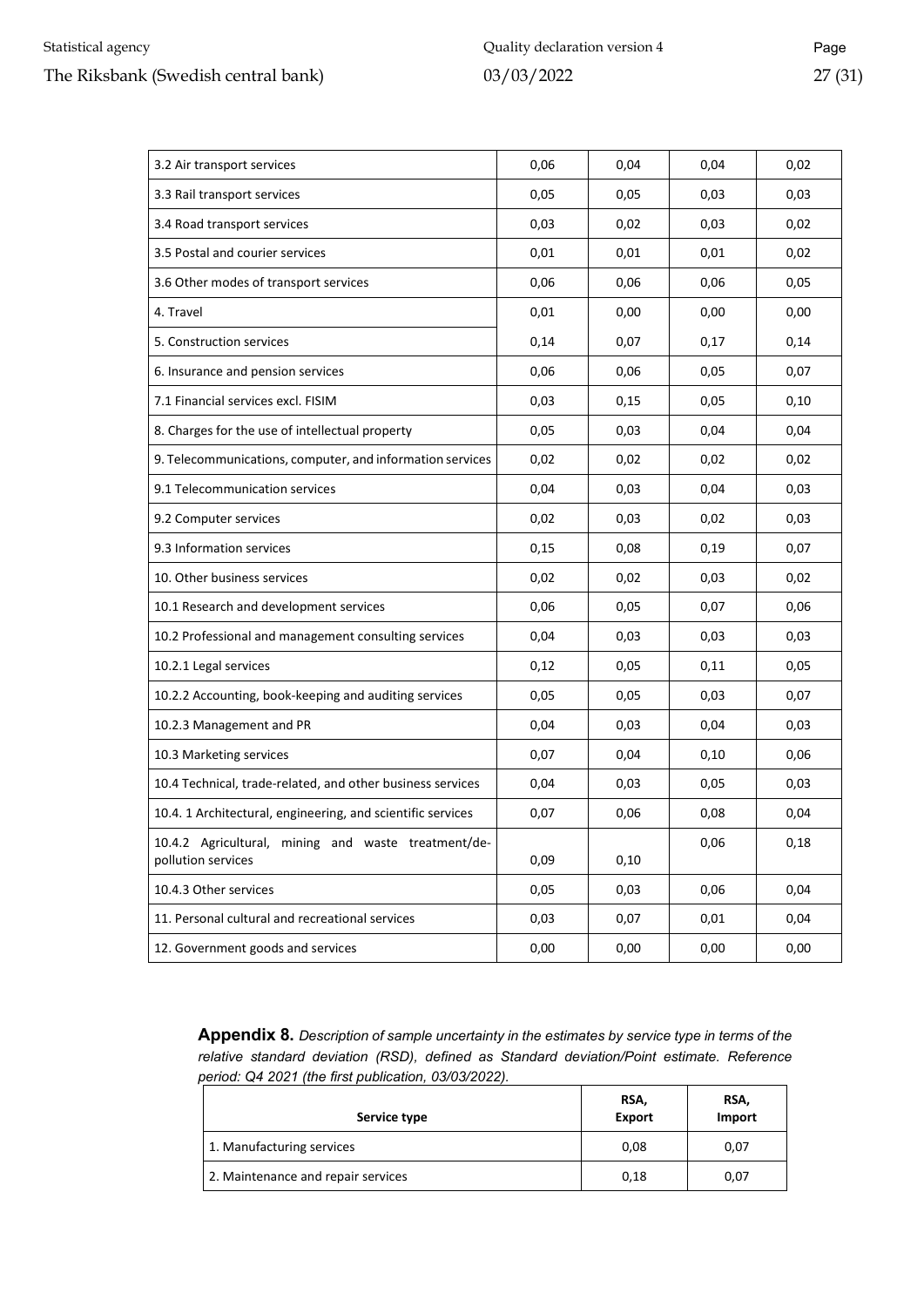| | | | | |
|---|---|---|---|---|
| 3.2 Air transport services | 0,06 | 0,04 | 0,04 | 0,02 |
| 3.3 Rail transport services | 0,05 | 0,05 | 0,03 | 0,03 |
| 3.4 Road transport services | 0,03 | 0,02 | 0,03 | 0,02 |
| 3.5 Postal and courier services | 0,01 | 0,01 | 0,01 | 0,02 |
| 3.6 Other modes of transport services | 0,06 | 0,06 | 0,06 | 0,05 |
| 4. Travel | 0,01 | 0,00 | 0,00 | 0,00 |
| 5. Construction services | 0,14 | 0,07 | 0,17 | 0,14 |
| 6. Insurance and pension services | 0,06 | 0,06 | 0,05 | 0,07 |
| 7.1 Financial services excl. FISIM | 0,03 | 0,15 | 0,05 | 0,10 |
| 8. Charges for the use of intellectual property | 0,05 | 0,03 | 0,04 | 0,04 |
| 9. Telecommunications, computer, and information services | 0,02 | 0,02 | 0,02 | 0,02 |
| 9.1 Telecommunication services | 0,04 | 0,03 | 0,04 | 0,03 |
| 9.2 Computer services | 0,02 | 0,03 | 0,02 | 0,03 |
| 9.3 Information services | 0,15 | 0,08 | 0,19 | 0,07 |
| 10. Other business services | 0,02 | 0,02 | 0,03 | 0,02 |
| 10.1 Research and development services | 0,06 | 0,05 | 0,07 | 0,06 |
| 10.2 Professional and management consulting services | 0,04 | 0,03 | 0,03 | 0,03 |
| 10.2.1 Legal services | 0,12 | 0,05 | 0,11 | 0,05 |
| 10.2.2 Accounting, book-keeping and auditing services | 0,05 | 0,05 | 0,03 | 0,07 |
| 10.2.3 Management and PR | 0,04 | 0,03 | 0,04 | 0,03 |
| 10.3 Marketing services | 0,07 | 0,04 | 0,10 | 0,06 |
| 10.4 Technical, trade-related, and other business services | 0,04 | 0,03 | 0,05 | 0,03 |
| 10.4. 1 Architectural, engineering, and scientific services | 0,07 | 0,06 | 0,08 | 0,04 |
| 10.4.2 Agricultural, mining and waste treatment/de-pollution services | 0,09 | 0,10 | 0,06 | 0,18 |
| 10.4.3 Other services | 0,05 | 0,03 | 0,06 | 0,04 |
| 11. Personal cultural and recreational services | 0,03 | 0,07 | 0,01 | 0,04 |
| 12. Government goods and services | 0,00 | 0,00 | 0,00 | 0,00 |

**Appendix 8.** *Description of sample uncertainty in the estimates by service type in terms of the relative standard deviation (RSD), defined as Standard deviation/Point estimate. Reference period: Q4 2021 (the first publication, 03/03/2022).*

| Service type | RSA, Export | RSA, Import |
|---|---|---|
| 1. Manufacturing services | 0,08 | 0,07 |
| 2. Maintenance and repair services | 0,18 | 0,07 |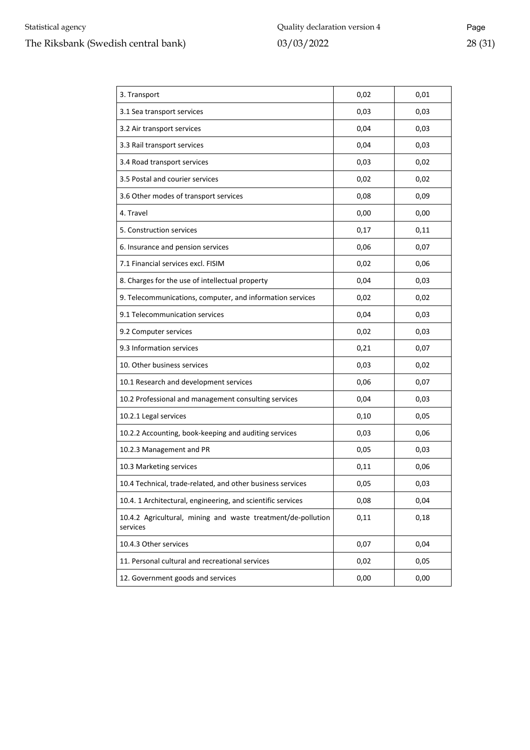| | | |
|---|---|---|
| 3. Transport | 0,02 | 0,01 |
| 3.1 Sea transport services | 0,03 | 0,03 |
| 3.2 Air transport services | 0,04 | 0,03 |
| 3.3 Rail transport services | 0,04 | 0,03 |
| 3.4 Road transport services | 0,03 | 0,02 |
| 3.5 Postal and courier services | 0,02 | 0,02 |
| 3.6 Other modes of transport services | 0,08 | 0,09 |
| 4. Travel | 0,00 | 0,00 |
| 5. Construction services | 0,17 | 0,11 |
| 6. Insurance and pension services | 0,06 | 0,07 |
| 7.1 Financial services excl. FISIM | 0,02 | 0,06 |
| 8. Charges for the use of intellectual property | 0,04 | 0,03 |
| 9. Telecommunications, computer, and information services | 0,02 | 0,02 |
| 9.1 Telecommunication services | 0,04 | 0,03 |
| 9.2 Computer services | 0,02 | 0,03 |
| 9.3 Information services | 0,21 | 0,07 |
| 10. Other business services | 0,03 | 0,02 |
| 10.1 Research and development services | 0,06 | 0,07 |
| 10.2 Professional and management consulting services | 0,04 | 0,03 |
| 10.2.1 Legal services | 0,10 | 0,05 |
| 10.2.2 Accounting, book-keeping and auditing services | 0,03 | 0,06 |
| 10.2.3 Management and PR | 0,05 | 0,03 |
| 10.3 Marketing services | 0,11 | 0,06 |
| 10.4 Technical, trade-related, and other business services | 0,05 | 0,03 |
| 10.4. 1 Architectural, engineering, and scientific services | 0,08 | 0,04 |
| 10.4.2 Agricultural, mining and waste treatment/de-pollution services | 0,11 | 0,18 |
| 10.4.3 Other services | 0,07 | 0,04 |
| 11. Personal cultural and recreational services | 0,02 | 0,05 |
| 12. Government goods and services | 0,00 | 0,00 |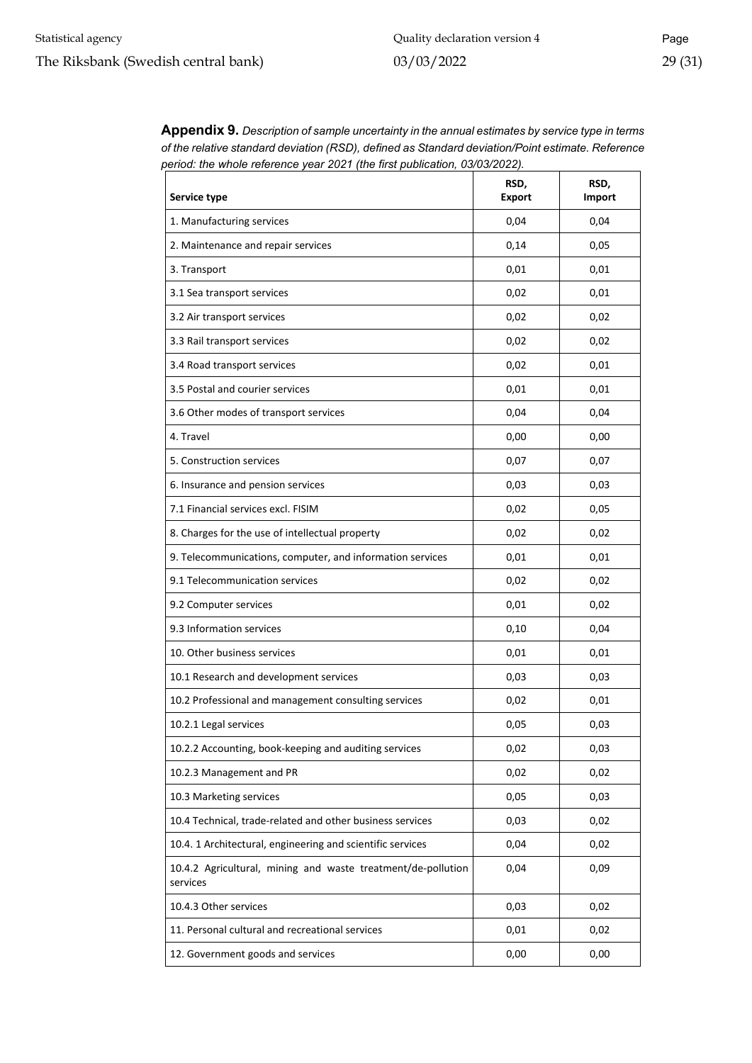**Appendix 9.** *Description of sample uncertainty in the annual estimates by service type in terms of the relative standard deviation (RSD), defined as Standard deviation/Point estimate. Reference period: the whole reference year 2021 (the first publication, 03/03/2022).*

| Service type | RSD, Export | RSD, Import |
|---|---|---|
| 1. Manufacturing services | 0,04 | 0,04 |
| 2. Maintenance and repair services | 0,14 | 0,05 |
| 3. Transport | 0,01 | 0,01 |
| 3.1 Sea transport services | 0,02 | 0,01 |
| 3.2 Air transport services | 0,02 | 0,02 |
| 3.3 Rail transport services | 0,02 | 0,02 |
| 3.4 Road transport services | 0,02 | 0,01 |
| 3.5 Postal and courier services | 0,01 | 0,01 |
| 3.6 Other modes of transport services | 0,04 | 0,04 |
| 4. Travel | 0,00 | 0,00 |
| 5. Construction services | 0,07 | 0,07 |
| 6. Insurance and pension services | 0,03 | 0,03 |
| 7.1 Financial services excl. FISIM | 0,02 | 0,05 |
| 8. Charges for the use of intellectual property | 0,02 | 0,02 |
| 9. Telecommunications, computer, and information services | 0,01 | 0,01 |
| 9.1 Telecommunication services | 0,02 | 0,02 |
| 9.2 Computer services | 0,01 | 0,02 |
| 9.3 Information services | 0,10 | 0,04 |
| 10. Other business services | 0,01 | 0,01 |
| 10.1 Research and development services | 0,03 | 0,03 |
| 10.2 Professional and management consulting services | 0,02 | 0,01 |
| 10.2.1 Legal services | 0,05 | 0,03 |
| 10.2.2 Accounting, book-keeping and auditing services | 0,02 | 0,03 |
| 10.2.3 Management and PR | 0,02 | 0,02 |
| 10.3 Marketing services | 0,05 | 0,03 |
| 10.4 Technical, trade-related and other business services | 0,03 | 0,02 |
| 10.4. 1 Architectural, engineering and scientific services | 0,04 | 0,02 |
| 10.4.2 Agricultural, mining and waste treatment/de-pollution services | 0,04 | 0,09 |
| 10.4.3 Other services | 0,03 | 0,02 |
| 11. Personal cultural and recreational services | 0,01 | 0,02 |
| 12. Government goods and services | 0,00 | 0,00 |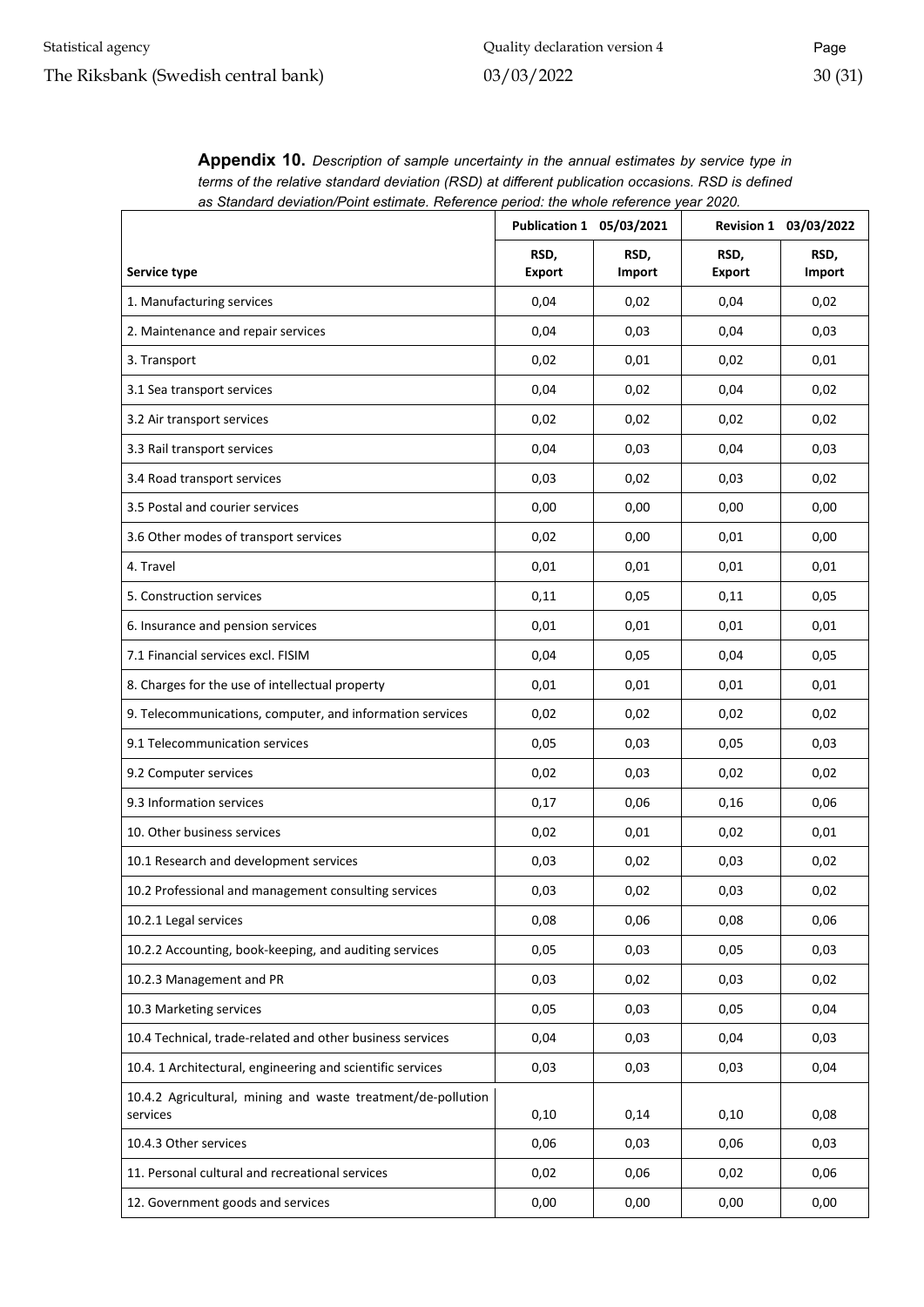**Appendix 10.** *Description of sample uncertainty in the annual estimates by service type in terms of the relative standard deviation (RSD) at different publication occasions. RSD is defined as Standard deviation/Point estimate. Reference period: the whole reference year 2020.*

| | Publication 1 05/03/2021 | | Revision 1 03/03/2022 | |
|---|---|---|---|---|
| **Service type** | **RSD, Export** | **RSD, Import** | **RSD, Export** | **RSD, Import** |
| 1. Manufacturing services | 0,04 | 0,02 | 0,04 | 0,02 |
| 2. Maintenance and repair services | 0,04 | 0,03 | 0,04 | 0,03 |
| 3. Transport | 0,02 | 0,01 | 0,02 | 0,01 |
| 3.1 Sea transport services | 0,04 | 0,02 | 0,04 | 0,02 |
| 3.2 Air transport services | 0,02 | 0,02 | 0,02 | 0,02 |
| 3.3 Rail transport services | 0,04 | 0,03 | 0,04 | 0,03 |
| 3.4 Road transport services | 0,03 | 0,02 | 0,03 | 0,02 |
| 3.5 Postal and courier services | 0,00 | 0,00 | 0,00 | 0,00 |
| 3.6 Other modes of transport services | 0,02 | 0,00 | 0,01 | 0,00 |
| 4. Travel | 0,01 | 0,01 | 0,01 | 0,01 |
| 5. Construction services | 0,11 | 0,05 | 0,11 | 0,05 |
| 6. Insurance and pension services | 0,01 | 0,01 | 0,01 | 0,01 |
| 7.1 Financial services excl. FISIM | 0,04 | 0,05 | 0,04 | 0,05 |
| 8. Charges for the use of intellectual property | 0,01 | 0,01 | 0,01 | 0,01 |
| 9. Telecommunications, computer, and information services | 0,02 | 0,02 | 0,02 | 0,02 |
| 9.1 Telecommunication services | 0,05 | 0,03 | 0,05 | 0,03 |
| 9.2 Computer services | 0,02 | 0,03 | 0,02 | 0,02 |
| 9.3 Information services | 0,17 | 0,06 | 0,16 | 0,06 |
| 10. Other business services | 0,02 | 0,01 | 0,02 | 0,01 |
| 10.1 Research and development services | 0,03 | 0,02 | 0,03 | 0,02 |
| 10.2 Professional and management consulting services | 0,03 | 0,02 | 0,03 | 0,02 |
| 10.2.1 Legal services | 0,08 | 0,06 | 0,08 | 0,06 |
| 10.2.2 Accounting, book-keeping, and auditing services | 0,05 | 0,03 | 0,05 | 0,03 |
| 10.2.3 Management and PR | 0,03 | 0,02 | 0,03 | 0,02 |
| 10.3 Marketing services | 0,05 | 0,03 | 0,05 | 0,04 |
| 10.4 Technical, trade-related and other business services | 0,04 | 0,03 | 0,04 | 0,03 |
| 10.4. 1 Architectural, engineering and scientific services | 0,03 | 0,03 | 0,03 | 0,04 |
| 10.4.2 Agricultural, mining and waste treatment/de-pollution services | 0,10 | 0,14 | 0,10 | 0,08 |
| 10.4.3 Other services | 0,06 | 0,03 | 0,06 | 0,03 |
| 11. Personal cultural and recreational services | 0,02 | 0,06 | 0,02 | 0,06 |
| 12. Government goods and services | 0,00 | 0,00 | 0,00 | 0,00 |